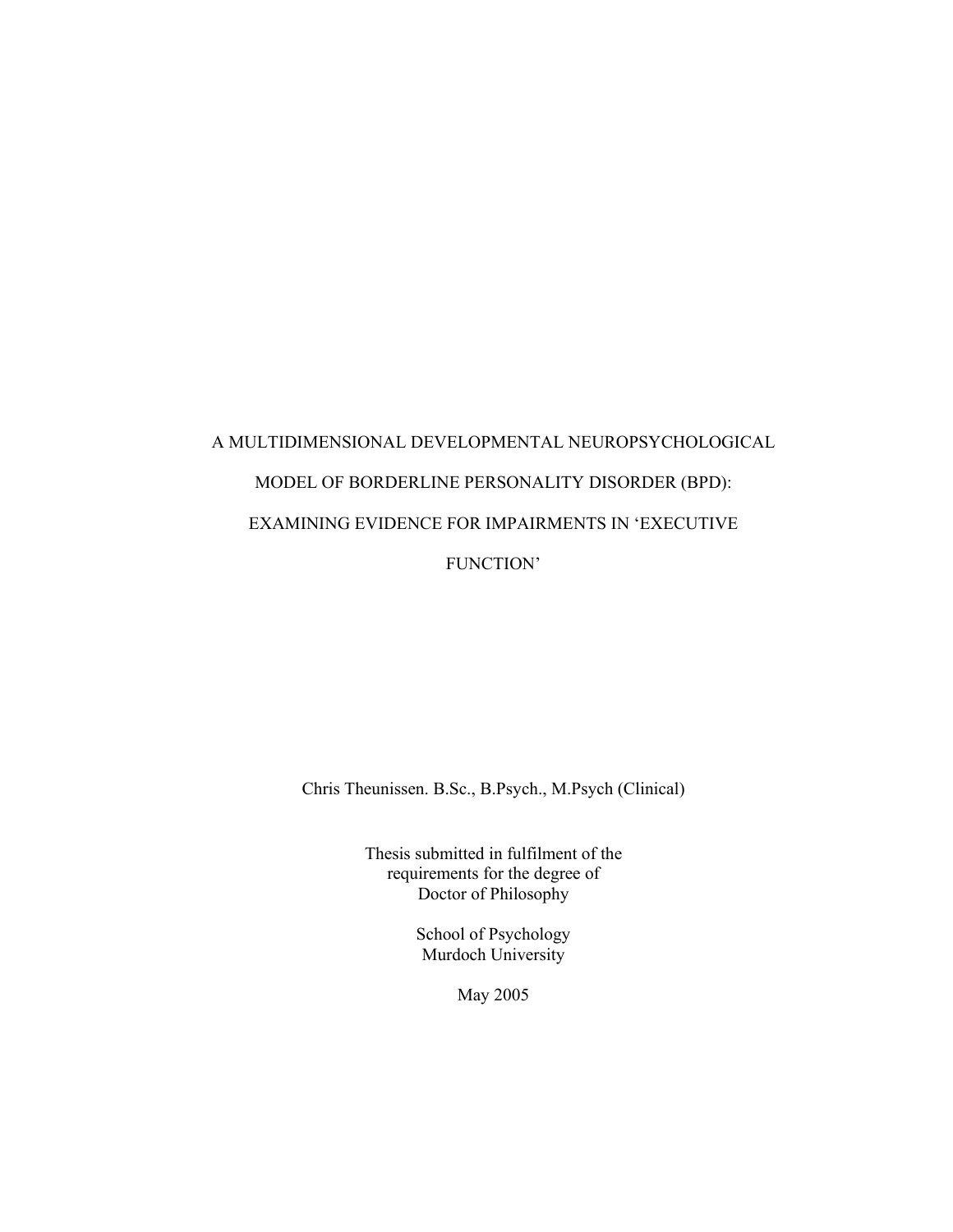# A MULTIDIMENSIONAL DEVELOPMENTAL NEUROPSYCHOLOGICAL MODEL OF BORDERLINE PERSONALITY DISORDER (BPD): EXAMINING EVIDENCE FOR IMPAIRMENTS IN 'EXECUTIVE FUNCTION'

Chris Theunissen. B.Sc., B.Psych., M.Psych (Clinical)

Thesis submitted in fulfilment of the requirements for the degree of Doctor of Philosophy

School of Psychology
Murdoch University

May 2005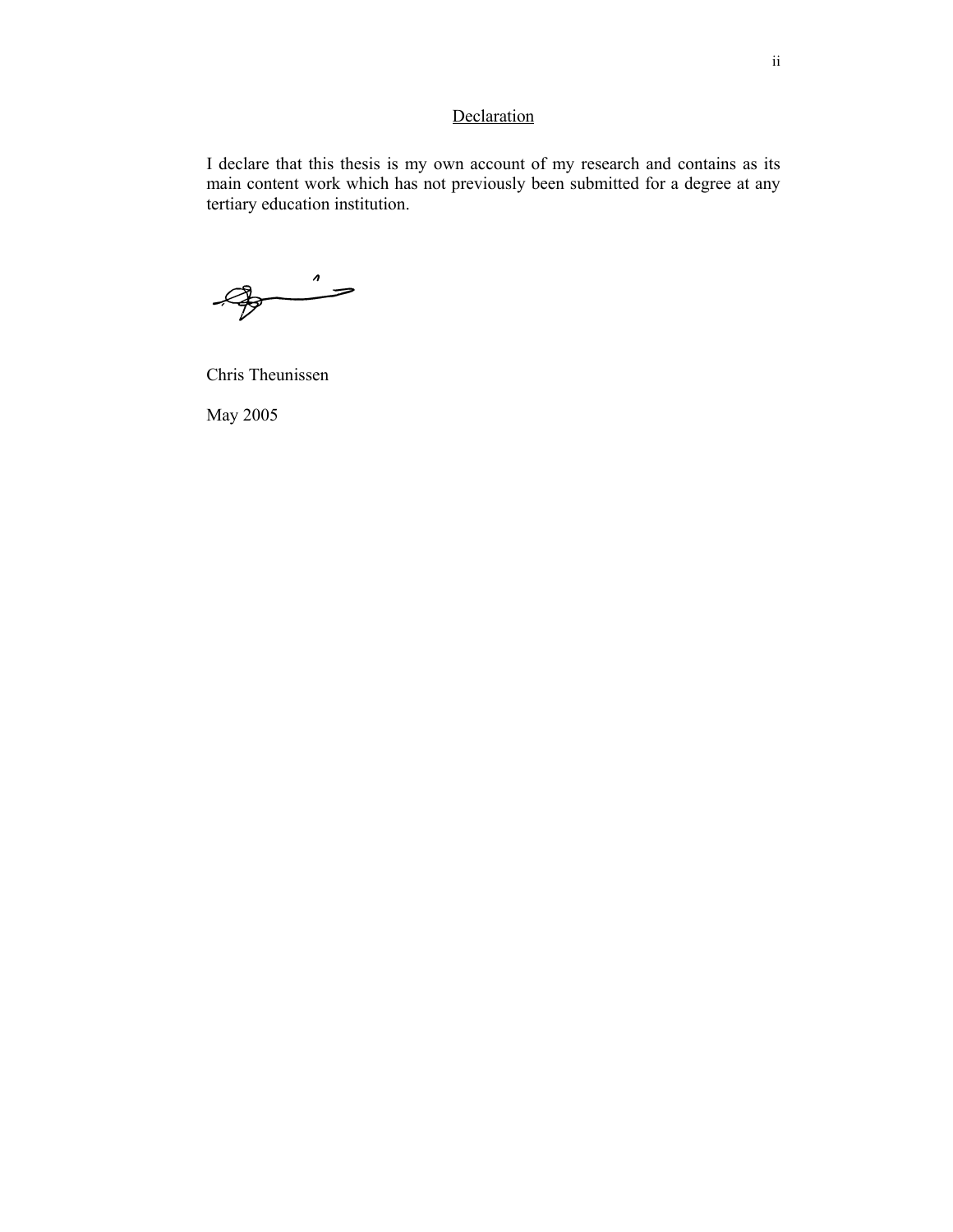## Declaration

I declare that this thesis is my own account of my research and contains as its main content work which has not previously been submitted for a degree at any tertiary education institution.

Chris Theunissen

May 2005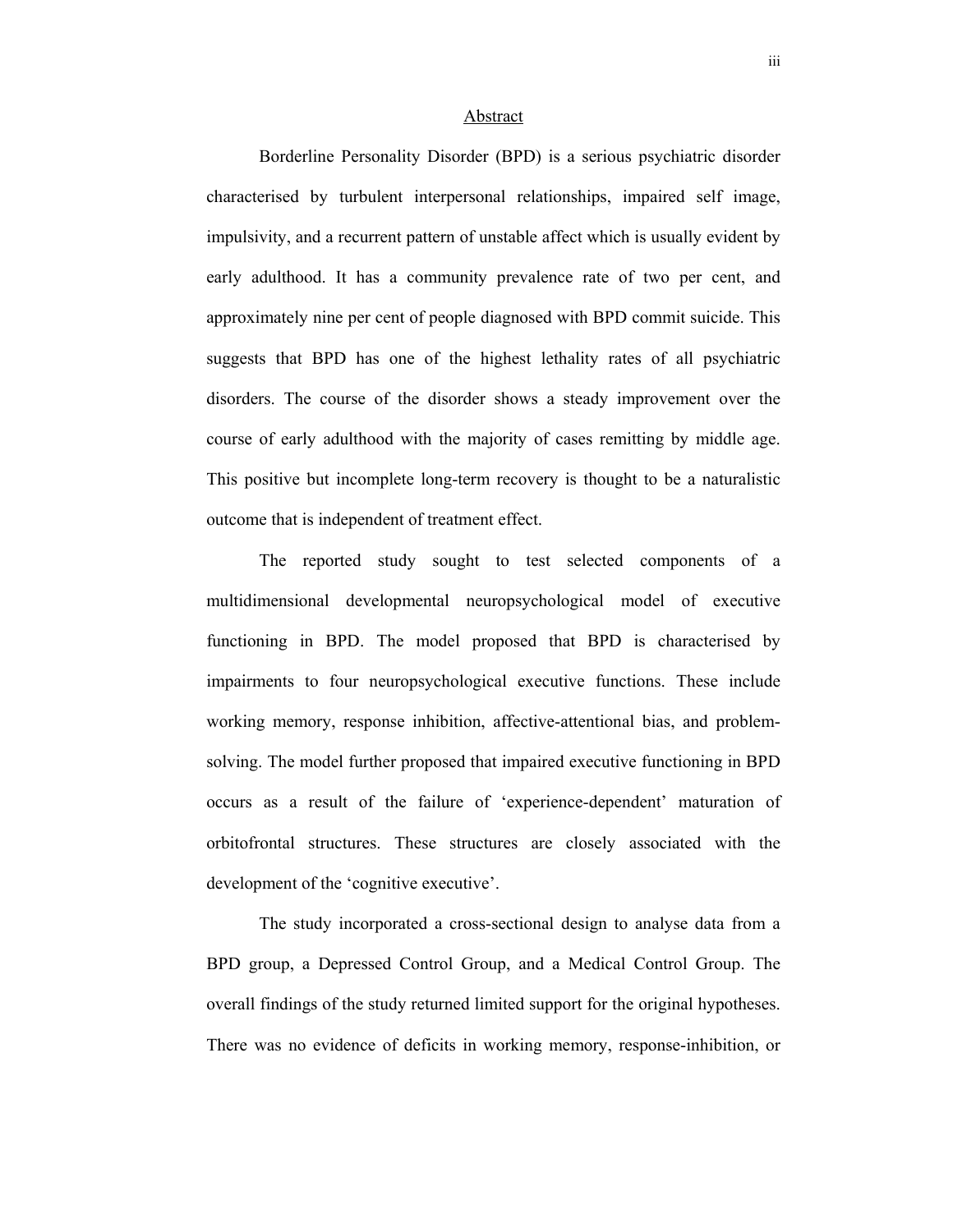## Abstract

Borderline Personality Disorder (BPD) is a serious psychiatric disorder characterised by turbulent interpersonal relationships, impaired self image, impulsivity, and a recurrent pattern of unstable affect which is usually evident by early adulthood. It has a community prevalence rate of two per cent, and approximately nine per cent of people diagnosed with BPD commit suicide. This suggests that BPD has one of the highest lethality rates of all psychiatric disorders. The course of the disorder shows a steady improvement over the course of early adulthood with the majority of cases remitting by middle age. This positive but incomplete long-term recovery is thought to be a naturalistic outcome that is independent of treatment effect.

The reported study sought to test selected components of a multidimensional developmental neuropsychological model of executive functioning in BPD. The model proposed that BPD is characterised by impairments to four neuropsychological executive functions. These include working memory, response inhibition, affective-attentional bias, and problem-solving. The model further proposed that impaired executive functioning in BPD occurs as a result of the failure of 'experience-dependent' maturation of orbitofrontal structures. These structures are closely associated with the development of the 'cognitive executive'.

The study incorporated a cross-sectional design to analyse data from a BPD group, a Depressed Control Group, and a Medical Control Group. The overall findings of the study returned limited support for the original hypotheses. There was no evidence of deficits in working memory, response-inhibition, or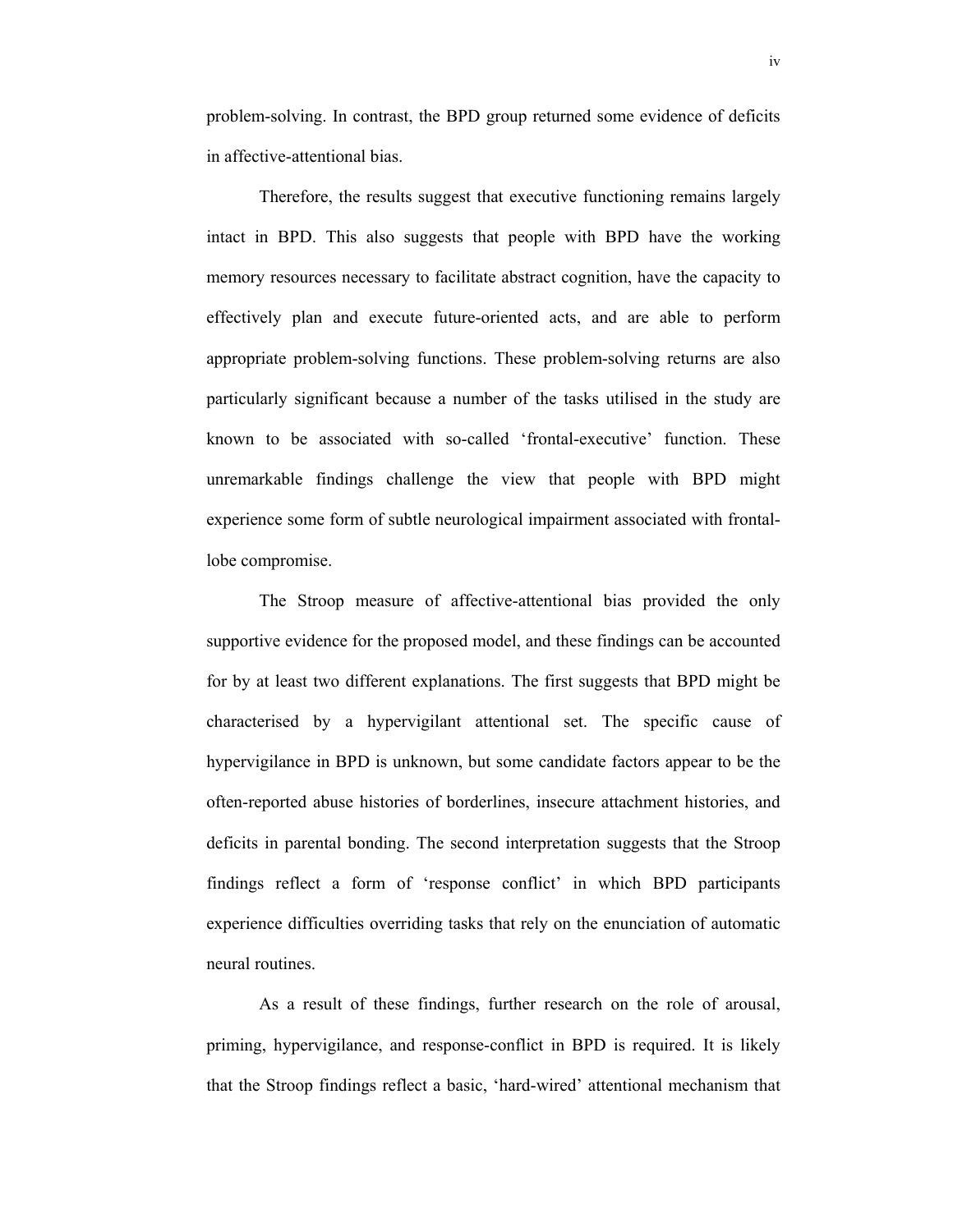problem-solving. In contrast, the BPD group returned some evidence of deficits in affective-attentional bias.

Therefore, the results suggest that executive functioning remains largely intact in BPD. This also suggests that people with BPD have the working memory resources necessary to facilitate abstract cognition, have the capacity to effectively plan and execute future-oriented acts, and are able to perform appropriate problem-solving functions. These problem-solving returns are also particularly significant because a number of the tasks utilised in the study are known to be associated with so-called 'frontal-executive' function. These unremarkable findings challenge the view that people with BPD might experience some form of subtle neurological impairment associated with frontal-lobe compromise.

The Stroop measure of affective-attentional bias provided the only supportive evidence for the proposed model, and these findings can be accounted for by at least two different explanations. The first suggests that BPD might be characterised by a hypervigilant attentional set. The specific cause of hypervigilance in BPD is unknown, but some candidate factors appear to be the often-reported abuse histories of borderlines, insecure attachment histories, and deficits in parental bonding. The second interpretation suggests that the Stroop findings reflect a form of 'response conflict' in which BPD participants experience difficulties overriding tasks that rely on the enunciation of automatic neural routines.

As a result of these findings, further research on the role of arousal, priming, hypervigilance, and response-conflict in BPD is required. It is likely that the Stroop findings reflect a basic, 'hard-wired' attentional mechanism that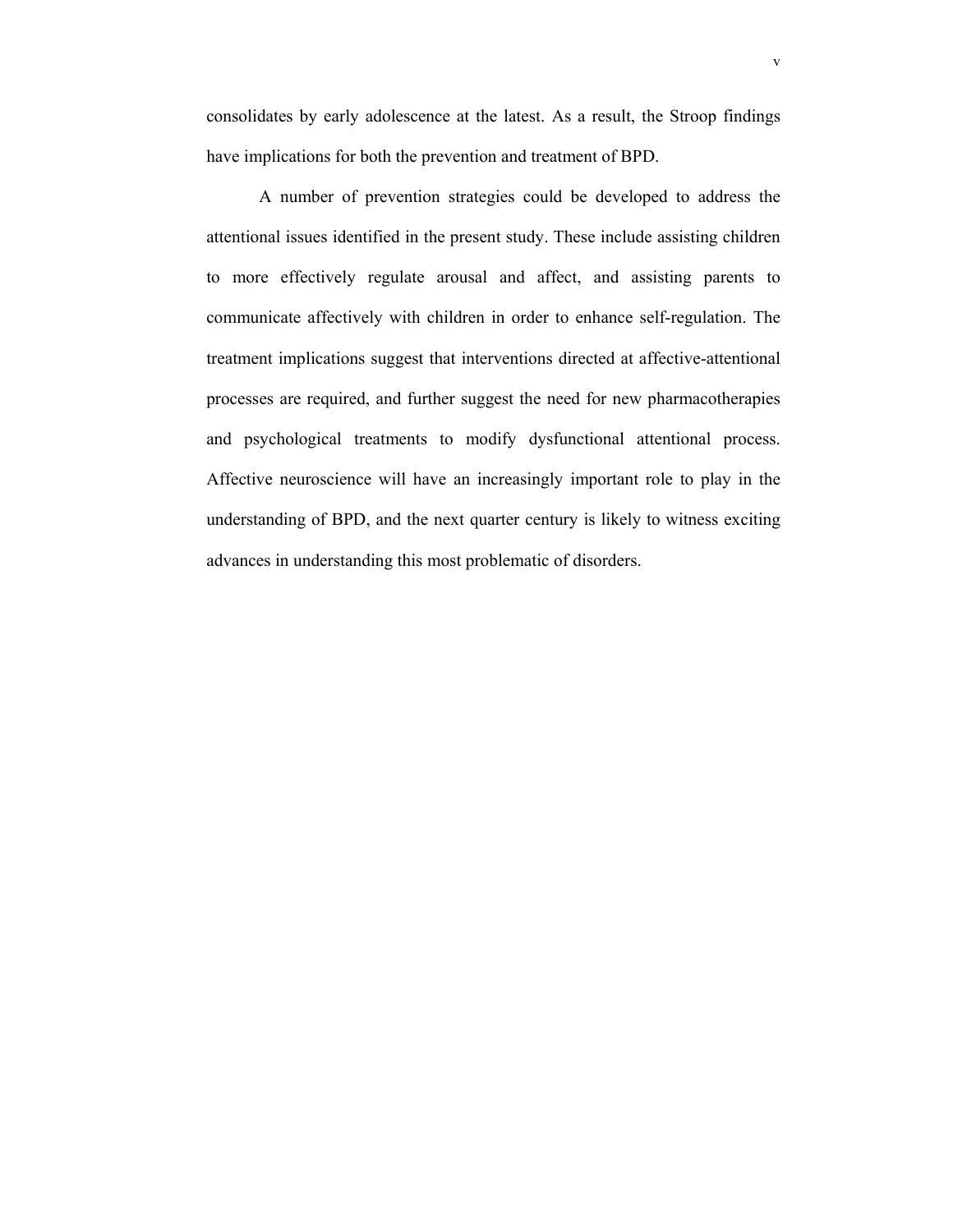consolidates by early adolescence at the latest. As a result, the Stroop findings have implications for both the prevention and treatment of BPD.

A number of prevention strategies could be developed to address the attentional issues identified in the present study. These include assisting children to more effectively regulate arousal and affect, and assisting parents to communicate affectively with children in order to enhance self-regulation. The treatment implications suggest that interventions directed at affective-attentional processes are required, and further suggest the need for new pharmacotherapies and psychological treatments to modify dysfunctional attentional process. Affective neuroscience will have an increasingly important role to play in the understanding of BPD, and the next quarter century is likely to witness exciting advances in understanding this most problematic of disorders.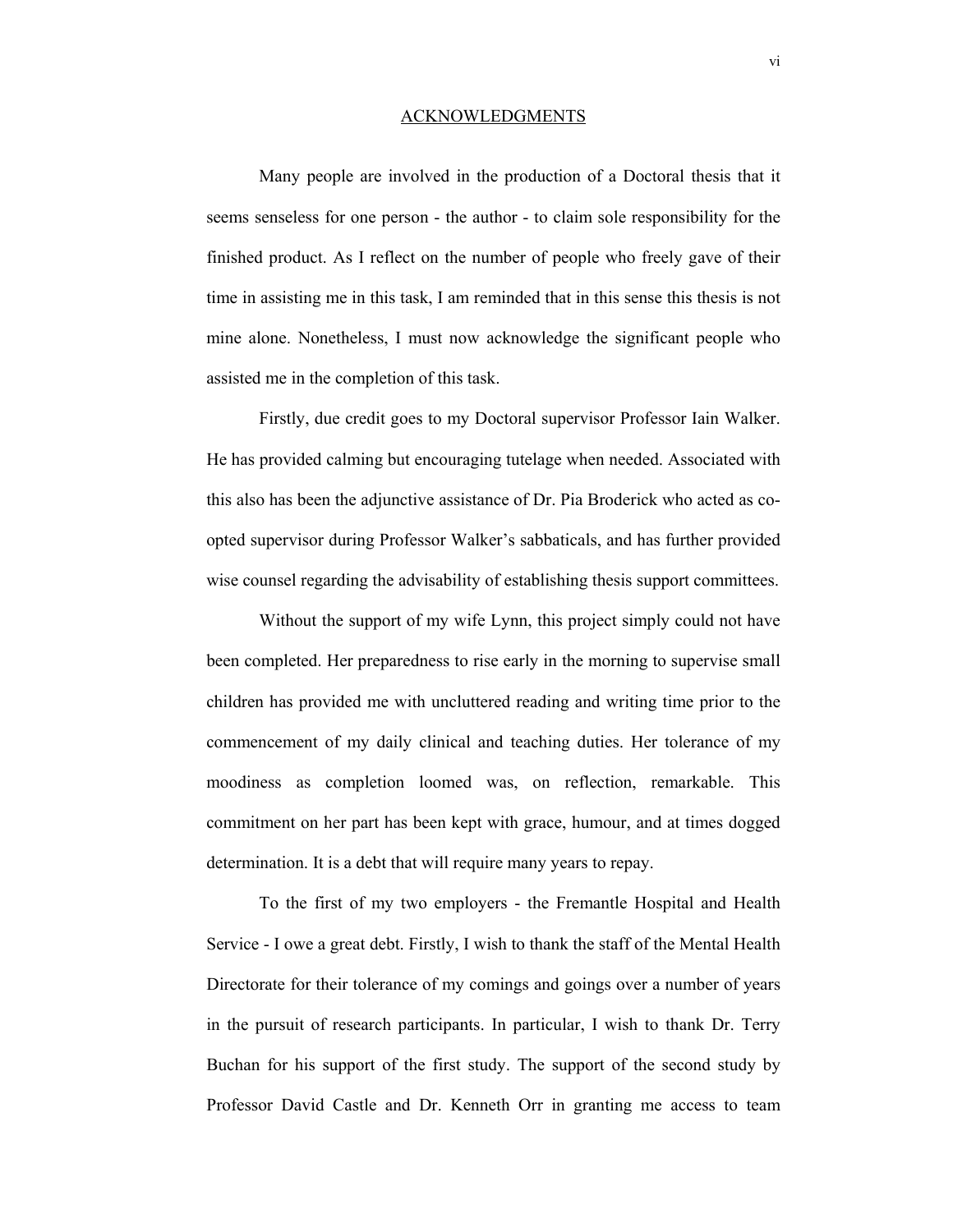# ACKNOWLEDGMENTS

Many people are involved in the production of a Doctoral thesis that it seems senseless for one person - the author - to claim sole responsibility for the finished product. As I reflect on the number of people who freely gave of their time in assisting me in this task, I am reminded that in this sense this thesis is not mine alone. Nonetheless, I must now acknowledge the significant people who assisted me in the completion of this task.

Firstly, due credit goes to my Doctoral supervisor Professor Iain Walker. He has provided calming but encouraging tutelage when needed. Associated with this also has been the adjunctive assistance of Dr. Pia Broderick who acted as co-opted supervisor during Professor Walker's sabbaticals, and has further provided wise counsel regarding the advisability of establishing thesis support committees.

Without the support of my wife Lynn, this project simply could not have been completed. Her preparedness to rise early in the morning to supervise small children has provided me with uncluttered reading and writing time prior to the commencement of my daily clinical and teaching duties. Her tolerance of my moodiness as completion loomed was, on reflection, remarkable. This commitment on her part has been kept with grace, humour, and at times dogged determination. It is a debt that will require many years to repay.

To the first of my two employers - the Fremantle Hospital and Health Service - I owe a great debt. Firstly, I wish to thank the staff of the Mental Health Directorate for their tolerance of my comings and goings over a number of years in the pursuit of research participants. In particular, I wish to thank Dr. Terry Buchan for his support of the first study. The support of the second study by Professor David Castle and Dr. Kenneth Orr in granting me access to team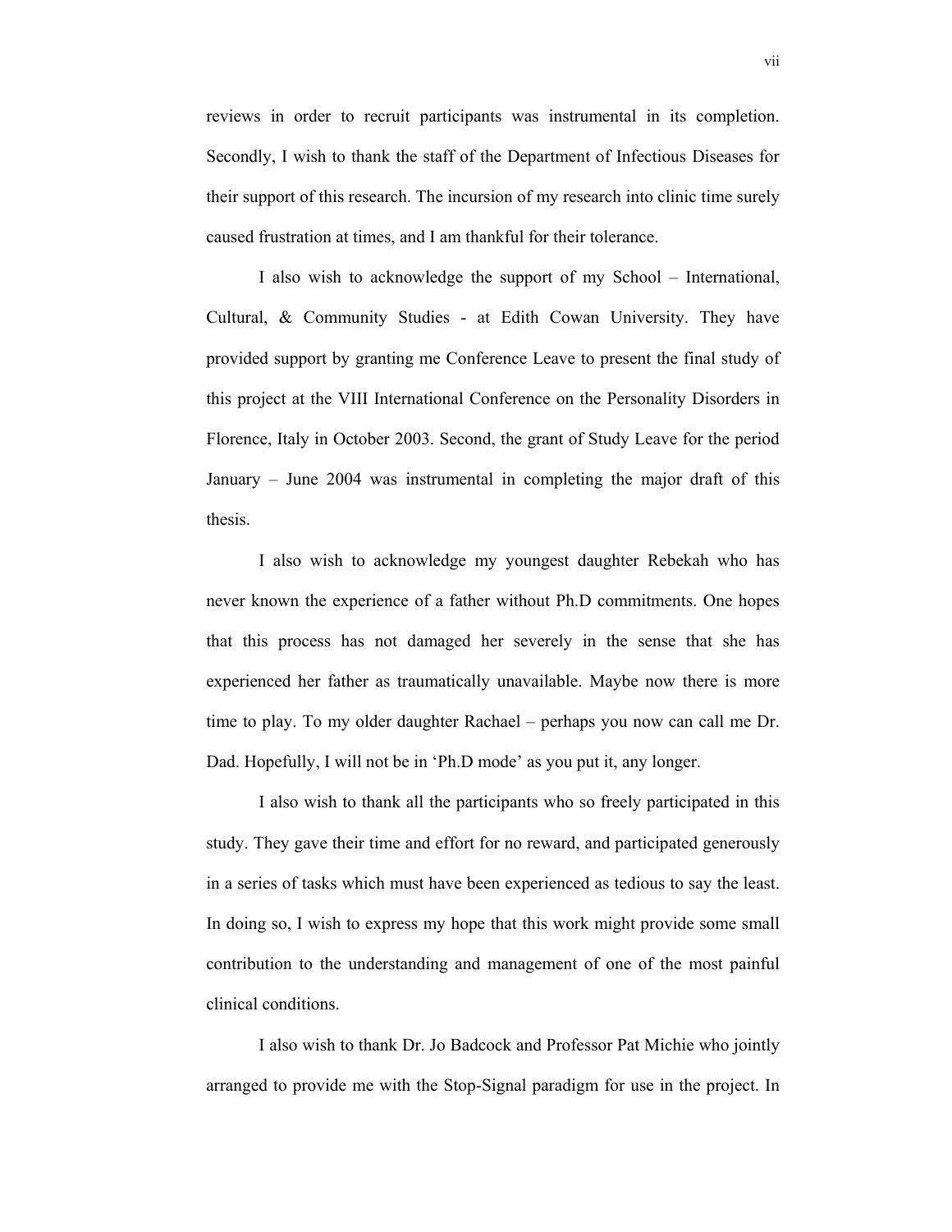reviews in order to recruit participants was instrumental in its completion. Secondly, I wish to thank the staff of the Department of Infectious Diseases for their support of this research. The incursion of my research into clinic time surely caused frustration at times, and I am thankful for their tolerance.

I also wish to acknowledge the support of my School – International, Cultural, & Community Studies - at Edith Cowan University. They have provided support by granting me Conference Leave to present the final study of this project at the VIII International Conference on the Personality Disorders in Florence, Italy in October 2003. Second, the grant of Study Leave for the period January – June 2004 was instrumental in completing the major draft of this thesis.

I also wish to acknowledge my youngest daughter Rebekah who has never known the experience of a father without Ph.D commitments. One hopes that this process has not damaged her severely in the sense that she has experienced her father as traumatically unavailable. Maybe now there is more time to play. To my older daughter Rachael – perhaps you now can call me Dr. Dad. Hopefully, I will not be in 'Ph.D mode' as you put it, any longer.

I also wish to thank all the participants who so freely participated in this study. They gave their time and effort for no reward, and participated generously in a series of tasks which must have been experienced as tedious to say the least. In doing so, I wish to express my hope that this work might provide some small contribution to the understanding and management of one of the most painful clinical conditions.

I also wish to thank Dr. Jo Badcock and Professor Pat Michie who jointly arranged to provide me with the Stop-Signal paradigm for use in the project. In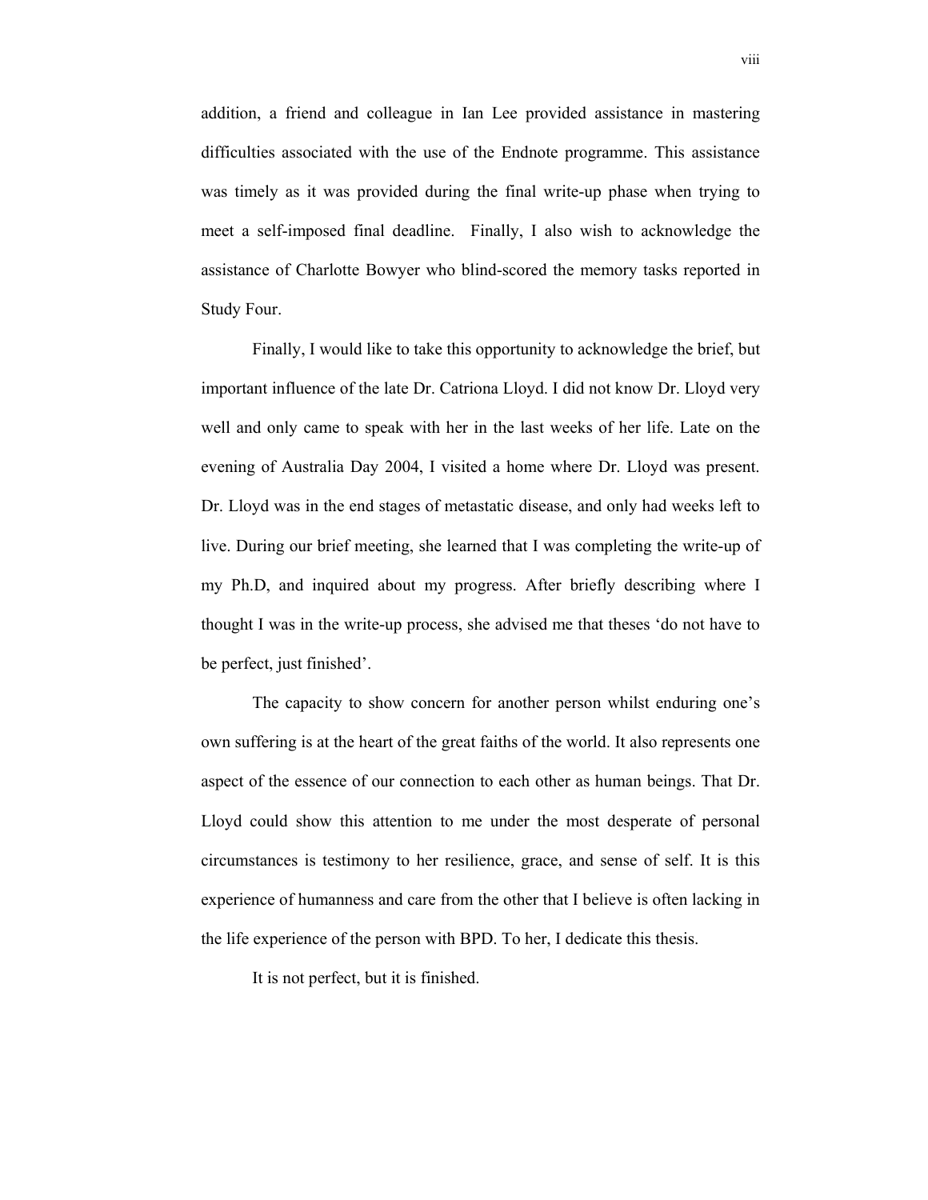addition, a friend and colleague in Ian Lee provided assistance in mastering difficulties associated with the use of the Endnote programme. This assistance was timely as it was provided during the final write-up phase when trying to meet a self-imposed final deadline. Finally, I also wish to acknowledge the assistance of Charlotte Bowyer who blind-scored the memory tasks reported in Study Four.

Finally, I would like to take this opportunity to acknowledge the brief, but important influence of the late Dr. Catriona Lloyd. I did not know Dr. Lloyd very well and only came to speak with her in the last weeks of her life. Late on the evening of Australia Day 2004, I visited a home where Dr. Lloyd was present. Dr. Lloyd was in the end stages of metastatic disease, and only had weeks left to live. During our brief meeting, she learned that I was completing the write-up of my Ph.D, and inquired about my progress. After briefly describing where I thought I was in the write-up process, she advised me that theses 'do not have to be perfect, just finished'.

The capacity to show concern for another person whilst enduring one's own suffering is at the heart of the great faiths of the world. It also represents one aspect of the essence of our connection to each other as human beings. That Dr. Lloyd could show this attention to me under the most desperate of personal circumstances is testimony to her resilience, grace, and sense of self. It is this experience of humanness and care from the other that I believe is often lacking in the life experience of the person with BPD. To her, I dedicate this thesis.

It is not perfect, but it is finished.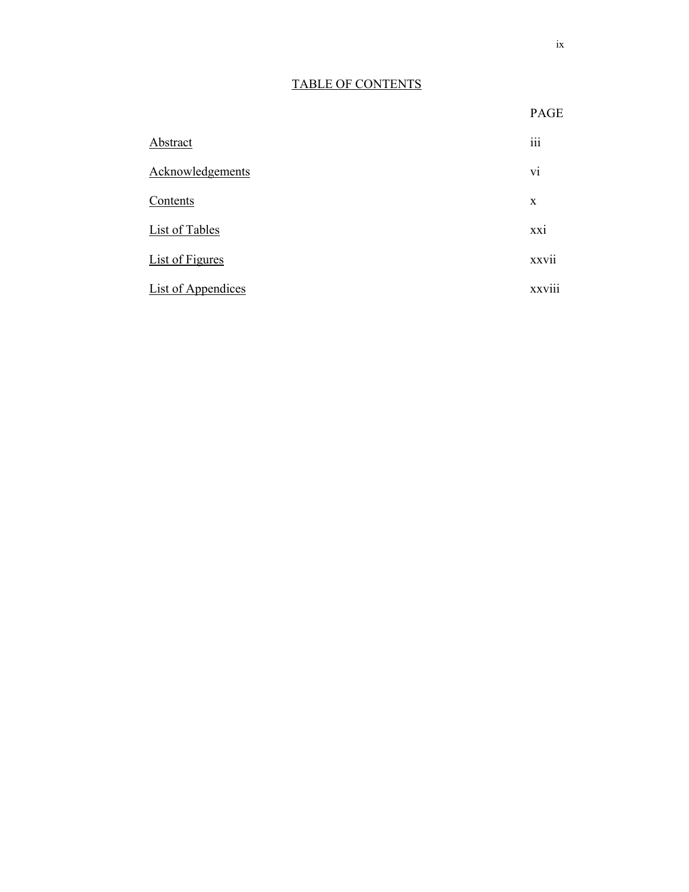# TABLE OF CONTENTS

| | PAGE |
|---|---|
| Abstract | iii |
| Acknowledgements | vi |
| Contents | x |
| List of Tables | xxi |
| List of Figures | xxvii |
| List of Appendices | xxviii |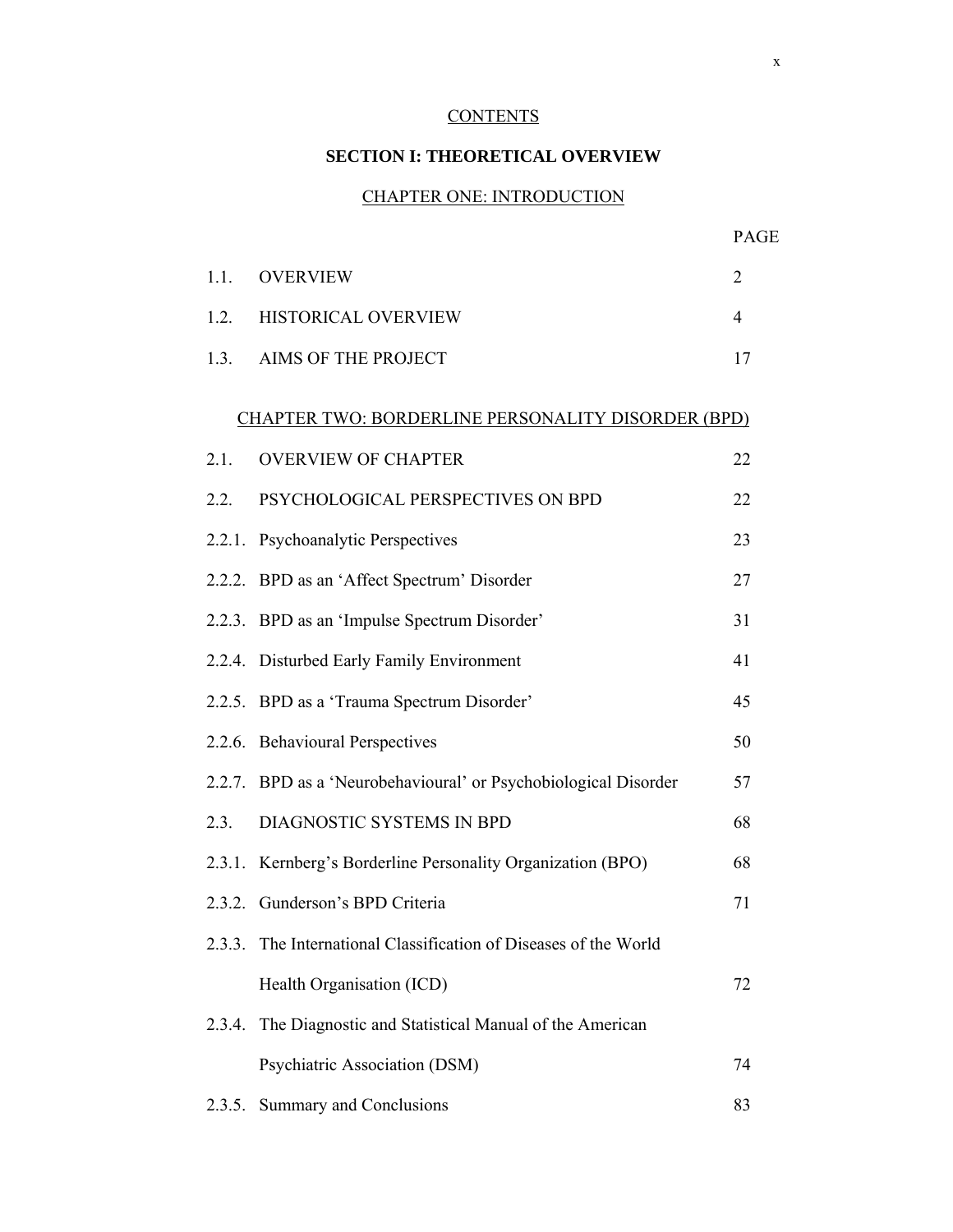# CONTENTS

## SECTION I: THEORETICAL OVERVIEW

### CHAPTER ONE: INTRODUCTION

| | | PAGE |
|---|---|---|
| 1.1. | OVERVIEW | 2 |
| 1.2. | HISTORICAL OVERVIEW | 4 |
| 1.3. | AIMS OF THE PROJECT | 17 |

### CHAPTER TWO: BORDERLINE PERSONALITY DISORDER (BPD)

| | | |
|---|---|---|
| 2.1. | OVERVIEW OF CHAPTER | 22 |
| 2.2. | PSYCHOLOGICAL PERSPECTIVES ON BPD | 22 |
| 2.2.1. | Psychoanalytic Perspectives | 23 |
| 2.2.2. | BPD as an 'Affect Spectrum' Disorder | 27 |
| 2.2.3. | BPD as an 'Impulse Spectrum Disorder' | 31 |
| 2.2.4. | Disturbed Early Family Environment | 41 |
| 2.2.5. | BPD as a 'Trauma Spectrum Disorder' | 45 |
| 2.2.6. | Behavioural Perspectives | 50 |
| 2.2.7. | BPD as a 'Neurobehavioural' or Psychobiological Disorder | 57 |
| 2.3. | DIAGNOSTIC SYSTEMS IN BPD | 68 |
| 2.3.1. | Kernberg's Borderline Personality Organization (BPO) | 68 |
| 2.3.2. | Gunderson's BPD Criteria | 71 |
| 2.3.3. | The International Classification of Diseases of the World Health Organisation (ICD) | 72 |
| 2.3.4. | The Diagnostic and Statistical Manual of the American Psychiatric Association (DSM) | 74 |
| 2.3.5. | Summary and Conclusions | 83 |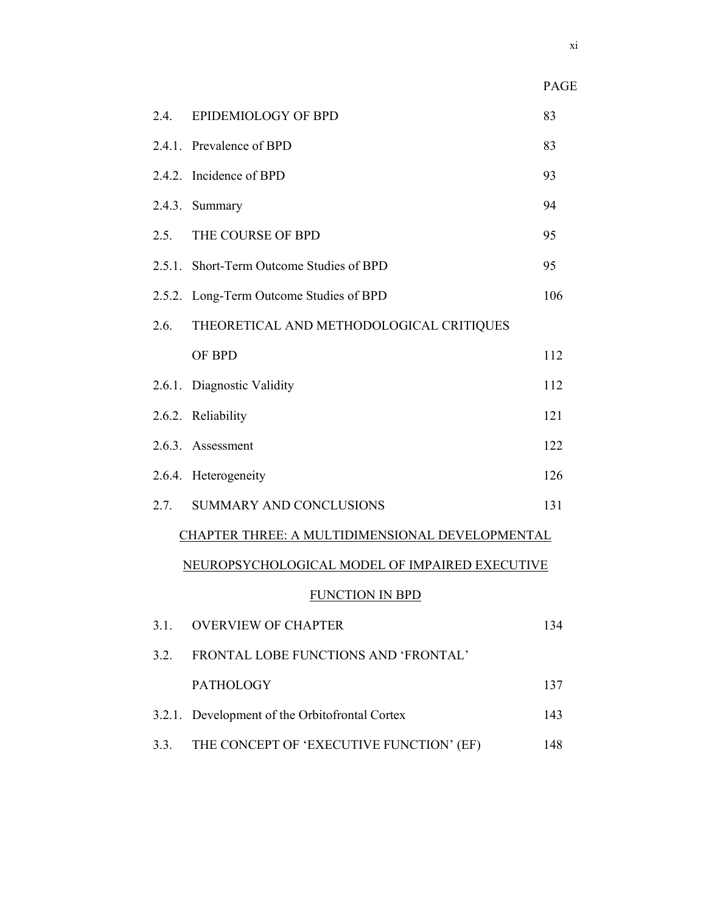| | | PAGE |
|---|---|---|
| 2.4. | EPIDEMIOLOGY OF BPD | 83 |
| 2.4.1. | Prevalence of BPD | 83 |
| 2.4.2. | Incidence of BPD | 93 |
| 2.4.3. | Summary | 94 |
| 2.5. | THE COURSE OF BPD | 95 |
| 2.5.1. | Short-Term Outcome Studies of BPD | 95 |
| 2.5.2. | Long-Term Outcome Studies of BPD | 106 |
| 2.6. | THEORETICAL AND METHODOLOGICAL CRITIQUES OF BPD | 112 |
| 2.6.1. | Diagnostic Validity | 112 |
| 2.6.2. | Reliability | 121 |
| 2.6.3. | Assessment | 122 |
| 2.6.4. | Heterogeneity | 126 |
| 2.7. | SUMMARY AND CONCLUSIONS | 131 |

CHAPTER THREE: A MULTIDIMENSIONAL DEVELOPMENTAL NEUROPSYCHOLOGICAL MODEL OF IMPAIRED EXECUTIVE FUNCTION IN BPD

| | | |
|---|---|---|
| 3.1. | OVERVIEW OF CHAPTER | 134 |
| 3.2. | FRONTAL LOBE FUNCTIONS AND 'FRONTAL' PATHOLOGY | 137 |
| 3.2.1. | Development of the Orbitofrontal Cortex | 143 |
| 3.3. | THE CONCEPT OF 'EXECUTIVE FUNCTION' (EF) | 148 |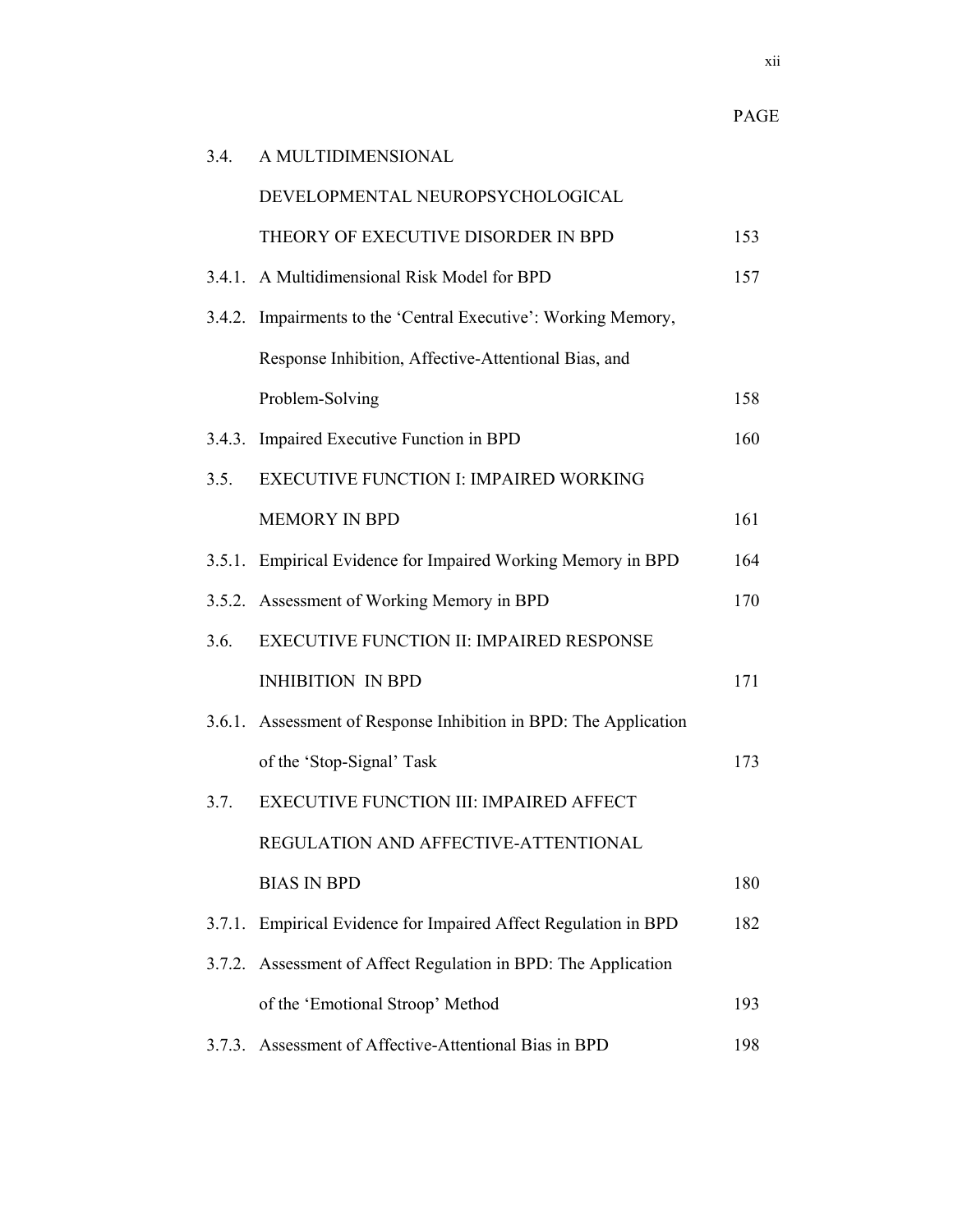| | | PAGE |
|---|---|---|
| 3.4. | A MULTIDIMENSIONAL DEVELOPMENTAL NEUROPSYCHOLOGICAL THEORY OF EXECUTIVE DISORDER IN BPD | 153 |
| 3.4.1. | A Multidimensional Risk Model for BPD | 157 |
| 3.4.2. | Impairments to the 'Central Executive': Working Memory, Response Inhibition, Affective-Attentional Bias, and Problem-Solving | 158 |
| 3.4.3. | Impaired Executive Function in BPD | 160 |
| 3.5. | EXECUTIVE FUNCTION I: IMPAIRED WORKING MEMORY IN BPD | 161 |
| 3.5.1. | Empirical Evidence for Impaired Working Memory in BPD | 164 |
| 3.5.2. | Assessment of Working Memory in BPD | 170 |
| 3.6. | EXECUTIVE FUNCTION II: IMPAIRED RESPONSE INHIBITION IN BPD | 171 |
| 3.6.1. | Assessment of Response Inhibition in BPD: The Application of the 'Stop-Signal' Task | 173 |
| 3.7. | EXECUTIVE FUNCTION III: IMPAIRED AFFECT REGULATION AND AFFECTIVE-ATTENTIONAL BIAS IN BPD | 180 |
| 3.7.1. | Empirical Evidence for Impaired Affect Regulation in BPD | 182 |
| 3.7.2. | Assessment of Affect Regulation in BPD: The Application of the 'Emotional Stroop' Method | 193 |
| 3.7.3. | Assessment of Affective-Attentional Bias in BPD | 198 |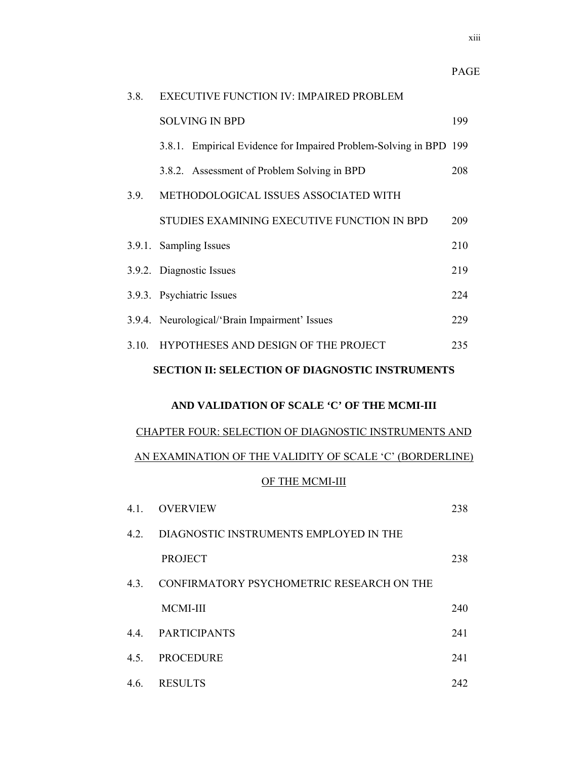PAGE

| | | |
|---|---|---|
| 3.8. | EXECUTIVE FUNCTION IV: IMPAIRED PROBLEM SOLVING IN BPD | 199 |
| | 3.8.1. Empirical Evidence for Impaired Problem-Solving in BPD | 199 |
| | 3.8.2. Assessment of Problem Solving in BPD | 208 |
| 3.9. | METHODOLOGICAL ISSUES ASSOCIATED WITH STUDIES EXAMINING EXECUTIVE FUNCTION IN BPD | 209 |
| 3.9.1. | Sampling Issues | 210 |
| 3.9.2. | Diagnostic Issues | 219 |
| 3.9.3. | Psychiatric Issues | 224 |
| 3.9.4. | Neurological/'Brain Impairment' Issues | 229 |
| 3.10. | HYPOTHESES AND DESIGN OF THE PROJECT | 235 |

**SECTION II: SELECTION OF DIAGNOSTIC INSTRUMENTS AND VALIDATION OF SCALE 'C' OF THE MCMI-III**

CHAPTER FOUR: SELECTION OF DIAGNOSTIC INSTRUMENTS AND AN EXAMINATION OF THE VALIDITY OF SCALE 'C' (BORDERLINE) OF THE MCMI-III

| | | |
|---|---|---|
| 4.1. | OVERVIEW | 238 |
| 4.2. | DIAGNOSTIC INSTRUMENTS EMPLOYED IN THE PROJECT | 238 |
| 4.3. | CONFIRMATORY PSYCHOMETRIC RESEARCH ON THE MCMI-III | 240 |
| 4.4. | PARTICIPANTS | 241 |
| 4.5. | PROCEDURE | 241 |
| 4.6. | RESULTS | 242 |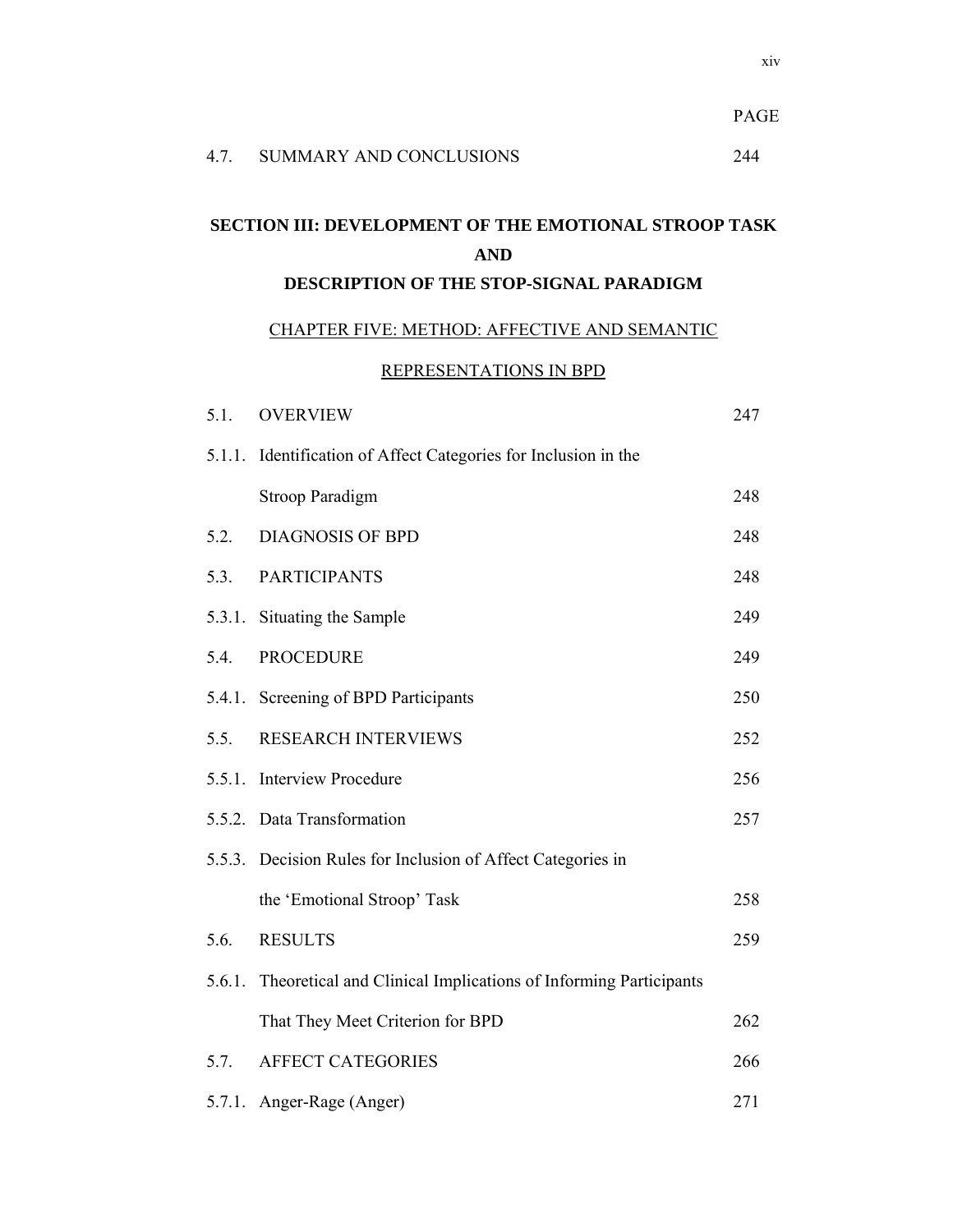| | | PAGE |
|---|---|---|
| 4.7. | SUMMARY AND CONCLUSIONS | 244 |

## SECTION III: DEVELOPMENT OF THE EMOTIONAL STROOP TASK AND DESCRIPTION OF THE STOP-SIGNAL PARADIGM

### CHAPTER FIVE: METHOD: AFFECTIVE AND SEMANTIC REPRESENTATIONS IN BPD

| | | |
|---|---|---|
| 5.1. | OVERVIEW | 247 |
| 5.1.1. | Identification of Affect Categories for Inclusion in the Stroop Paradigm | 248 |
| 5.2. | DIAGNOSIS OF BPD | 248 |
| 5.3. | PARTICIPANTS | 248 |
| 5.3.1. | Situating the Sample | 249 |
| 5.4. | PROCEDURE | 249 |
| 5.4.1. | Screening of BPD Participants | 250 |
| 5.5. | RESEARCH INTERVIEWS | 252 |
| 5.5.1. | Interview Procedure | 256 |
| 5.5.2. | Data Transformation | 257 |
| 5.5.3. | Decision Rules for Inclusion of Affect Categories in the 'Emotional Stroop' Task | 258 |
| 5.6. | RESULTS | 259 |
| 5.6.1. | Theoretical and Clinical Implications of Informing Participants That They Meet Criterion for BPD | 262 |
| 5.7. | AFFECT CATEGORIES | 266 |
| 5.7.1. | Anger-Rage (Anger) | 271 |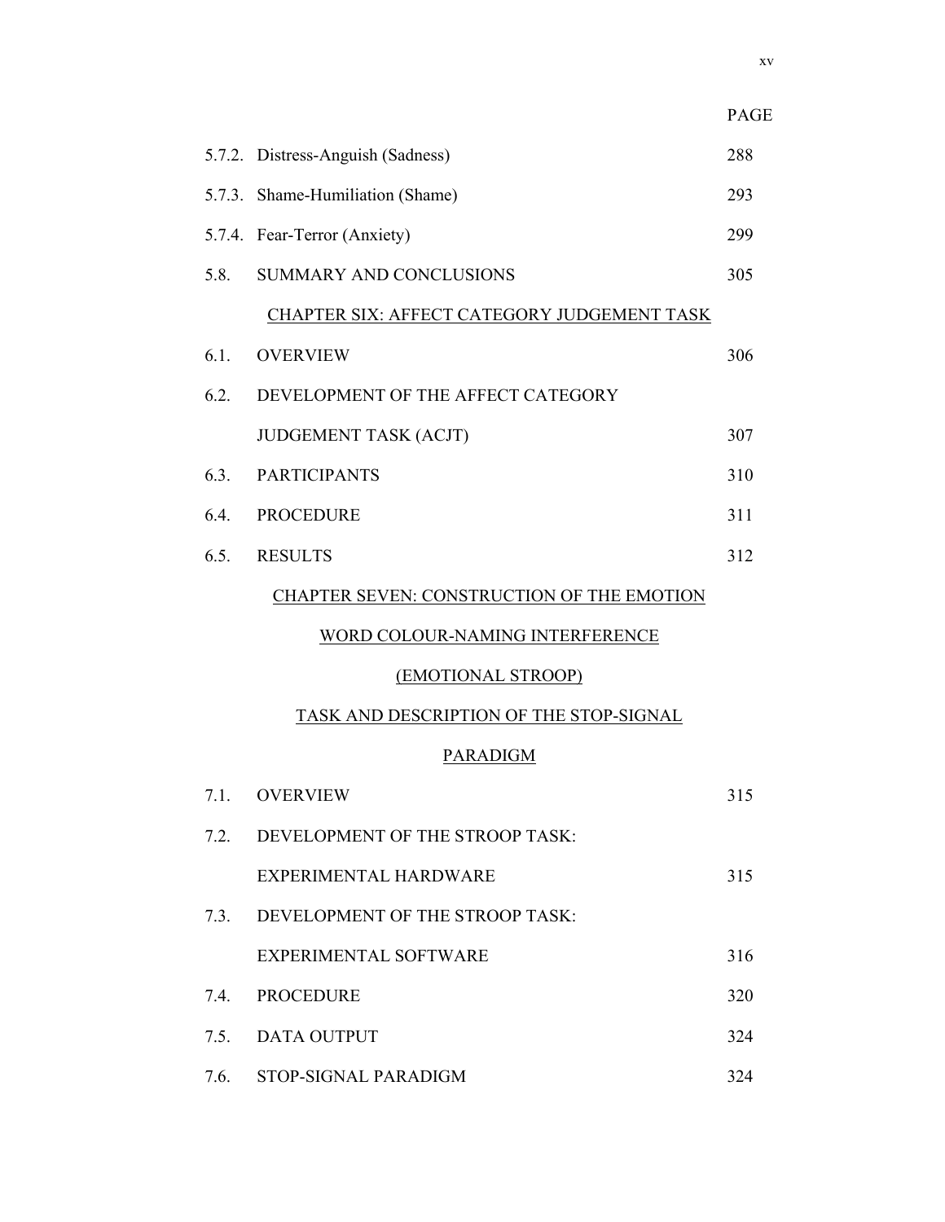| | | PAGE |
|---|---|---|
| 5.7.2. | Distress-Anguish (Sadness) | 288 |
| 5.7.3. | Shame-Humiliation (Shame) | 293 |
| 5.7.4. | Fear-Terror (Anxiety) | 299 |
| 5.8. | SUMMARY AND CONCLUSIONS | 305 |

CHAPTER SIX: AFFECT CATEGORY JUDGEMENT TASK

| | | |
|---|---|---|
| 6.1. | OVERVIEW | 306 |
| 6.2. | DEVELOPMENT OF THE AFFECT CATEGORY JUDGEMENT TASK (ACJT) | 307 |
| 6.3. | PARTICIPANTS | 310 |
| 6.4. | PROCEDURE | 311 |
| 6.5. | RESULTS | 312 |

CHAPTER SEVEN: CONSTRUCTION OF THE EMOTION WORD COLOUR-NAMING INTERFERENCE (EMOTIONAL STROOP) TASK AND DESCRIPTION OF THE STOP-SIGNAL PARADIGM

| | | |
|---|---|---|
| 7.1. | OVERVIEW | 315 |
| 7.2. | DEVELOPMENT OF THE STROOP TASK: EXPERIMENTAL HARDWARE | 315 |
| 7.3. | DEVELOPMENT OF THE STROOP TASK: EXPERIMENTAL SOFTWARE | 316 |
| 7.4. | PROCEDURE | 320 |
| 7.5. | DATA OUTPUT | 324 |
| 7.6. | STOP-SIGNAL PARADIGM | 324 |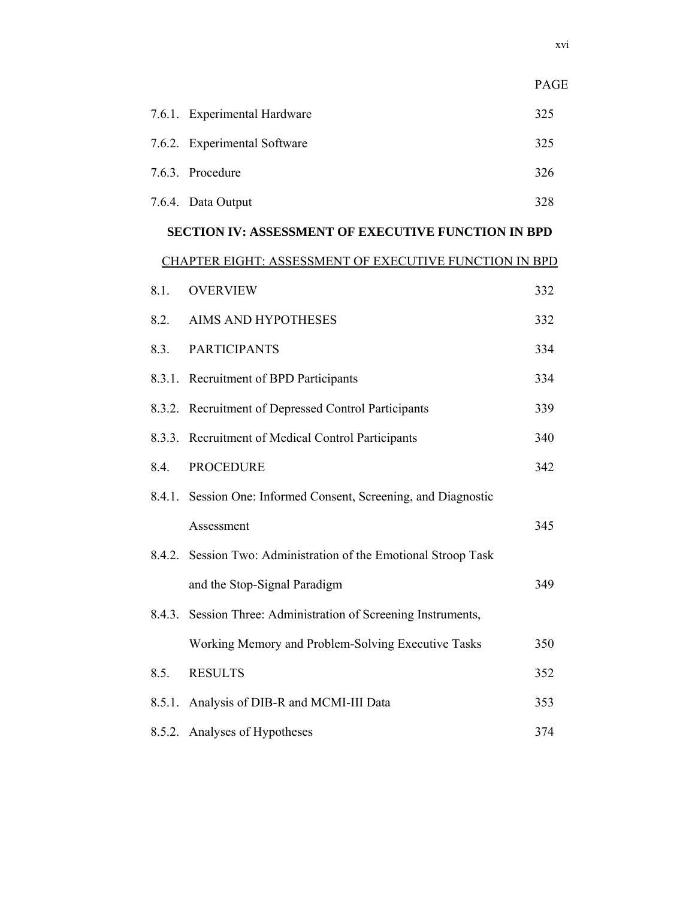| | | PAGE |
|---|---|---|
| 7.6.1. | Experimental Hardware | 325 |
| 7.6.2. | Experimental Software | 325 |
| 7.6.3. | Procedure | 326 |
| 7.6.4. | Data Output | 328 |

**SECTION IV: ASSESSMENT OF EXECUTIVE FUNCTION IN BPD**

<u>CHAPTER EIGHT: ASSESSMENT OF EXECUTIVE FUNCTION IN BPD</u>

| | | |
|---|---|---|
| 8.1. | OVERVIEW | 332 |
| 8.2. | AIMS AND HYPOTHESES | 332 |
| 8.3. | PARTICIPANTS | 334 |
| 8.3.1. | Recruitment of BPD Participants | 334 |
| 8.3.2. | Recruitment of Depressed Control Participants | 339 |
| 8.3.3. | Recruitment of Medical Control Participants | 340 |
| 8.4. | PROCEDURE | 342 |
| 8.4.1. | Session One: Informed Consent, Screening, and Diagnostic Assessment | 345 |
| 8.4.2. | Session Two: Administration of the Emotional Stroop Task and the Stop-Signal Paradigm | 349 |
| 8.4.3. | Session Three: Administration of Screening Instruments, Working Memory and Problem-Solving Executive Tasks | 350 |
| 8.5. | RESULTS | 352 |
| 8.5.1. | Analysis of DIB-R and MCMI-III Data | 353 |
| 8.5.2. | Analyses of Hypotheses | 374 |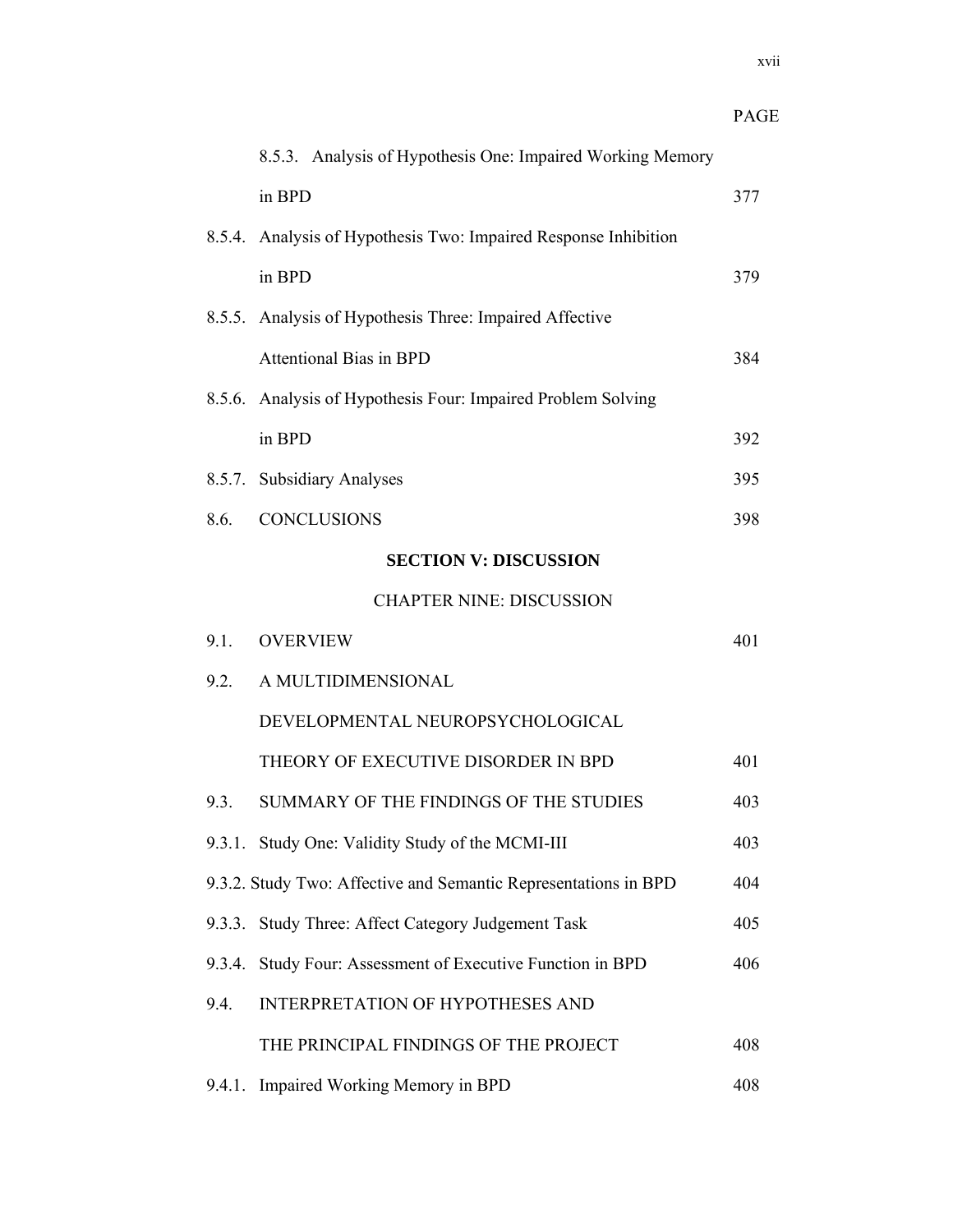| | | PAGE |
|---|---|---|
| 8.5.3. | Analysis of Hypothesis One: Impaired Working Memory in BPD | 377 |
| 8.5.4. | Analysis of Hypothesis Two: Impaired Response Inhibition in BPD | 379 |
| 8.5.5. | Analysis of Hypothesis Three: Impaired Affective Attentional Bias in BPD | 384 |
| 8.5.6. | Analysis of Hypothesis Four: Impaired Problem Solving in BPD | 392 |
| 8.5.7. | Subsidiary Analyses | 395 |
| 8.6. | CONCLUSIONS | 398 |

**SECTION V: DISCUSSION**

CHAPTER NINE: DISCUSSION

| | | |
|---|---|---|
| 9.1. | OVERVIEW | 401 |
| 9.2. | A MULTIDIMENSIONAL DEVELOPMENTAL NEUROPSYCHOLOGICAL THEORY OF EXECUTIVE DISORDER IN BPD | 401 |
| 9.3. | SUMMARY OF THE FINDINGS OF THE STUDIES | 403 |
| 9.3.1. | Study One: Validity Study of the MCMI-III | 403 |
| 9.3.2. | Study Two: Affective and Semantic Representations in BPD | 404 |
| 9.3.3. | Study Three: Affect Category Judgement Task | 405 |
| 9.3.4. | Study Four: Assessment of Executive Function in BPD | 406 |
| 9.4. | INTERPRETATION OF HYPOTHESES AND THE PRINCIPAL FINDINGS OF THE PROJECT | 408 |
| 9.4.1. | Impaired Working Memory in BPD | 408 |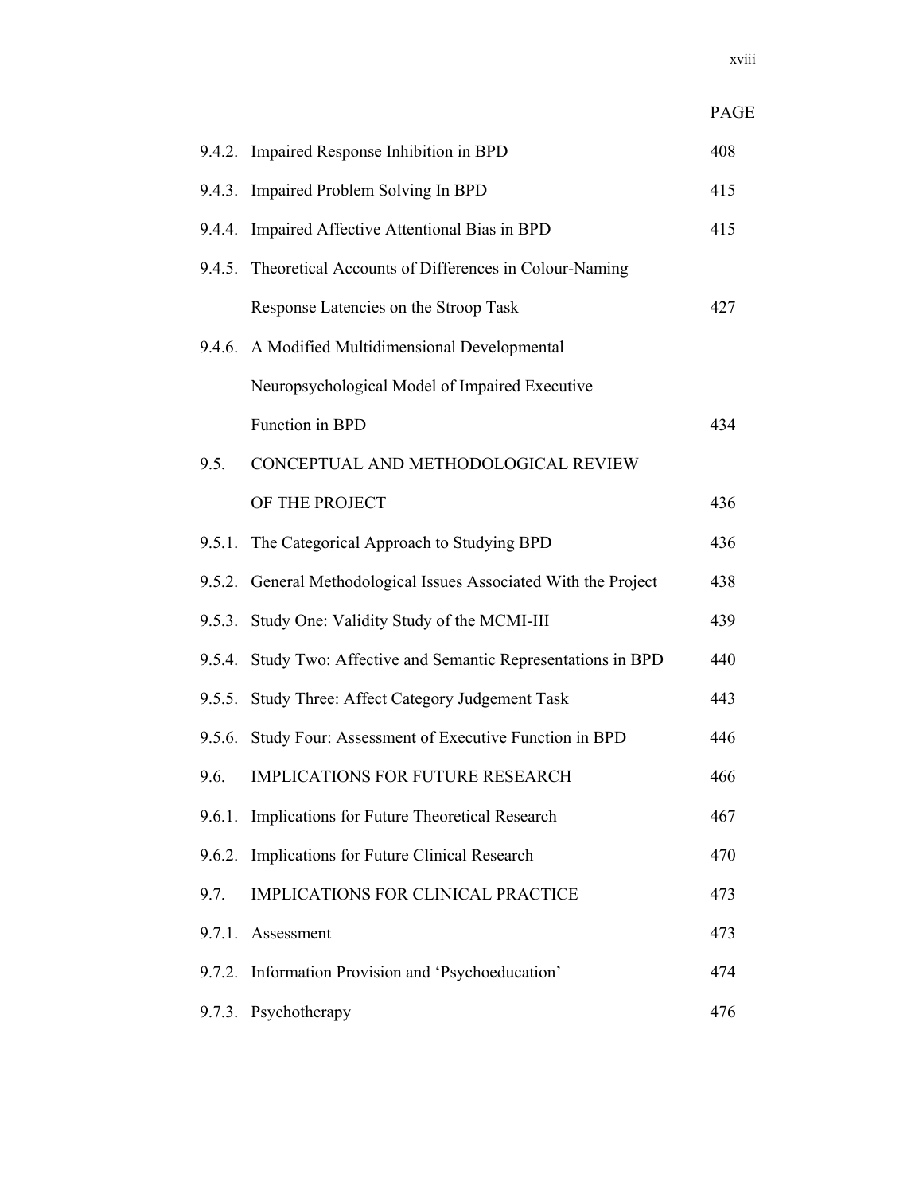| | | PAGE |
|---|---|---|
| 9.4.2. | Impaired Response Inhibition in BPD | 408 |
| 9.4.3. | Impaired Problem Solving In BPD | 415 |
| 9.4.4. | Impaired Affective Attentional Bias in BPD | 415 |
| 9.4.5. | Theoretical Accounts of Differences in Colour-Naming Response Latencies on the Stroop Task | 427 |
| 9.4.6. | A Modified Multidimensional Developmental Neuropsychological Model of Impaired Executive Function in BPD | 434 |
| 9.5. | CONCEPTUAL AND METHODOLOGICAL REVIEW OF THE PROJECT | 436 |
| 9.5.1. | The Categorical Approach to Studying BPD | 436 |
| 9.5.2. | General Methodological Issues Associated With the Project | 438 |
| 9.5.3. | Study One: Validity Study of the MCMI-III | 439 |
| 9.5.4. | Study Two: Affective and Semantic Representations in BPD | 440 |
| 9.5.5. | Study Three: Affect Category Judgement Task | 443 |
| 9.5.6. | Study Four: Assessment of Executive Function in BPD | 446 |
| 9.6. | IMPLICATIONS FOR FUTURE RESEARCH | 466 |
| 9.6.1. | Implications for Future Theoretical Research | 467 |
| 9.6.2. | Implications for Future Clinical Research | 470 |
| 9.7. | IMPLICATIONS FOR CLINICAL PRACTICE | 473 |
| 9.7.1. | Assessment | 473 |
| 9.7.2. | Information Provision and 'Psychoeducation' | 474 |
| 9.7.3. | Psychotherapy | 476 |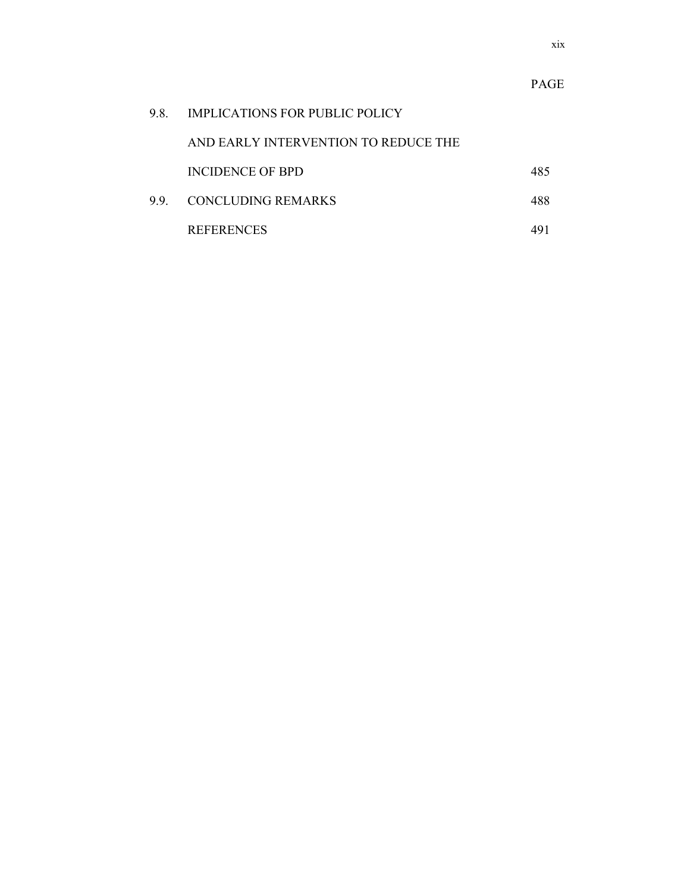| | | PAGE |
|---|---|---|
| 9.8. | IMPLICATIONS FOR PUBLIC POLICY AND EARLY INTERVENTION TO REDUCE THE INCIDENCE OF BPD | 485 |
| 9.9. | CONCLUDING REMARKS | 488 |
| | REFERENCES | 491 |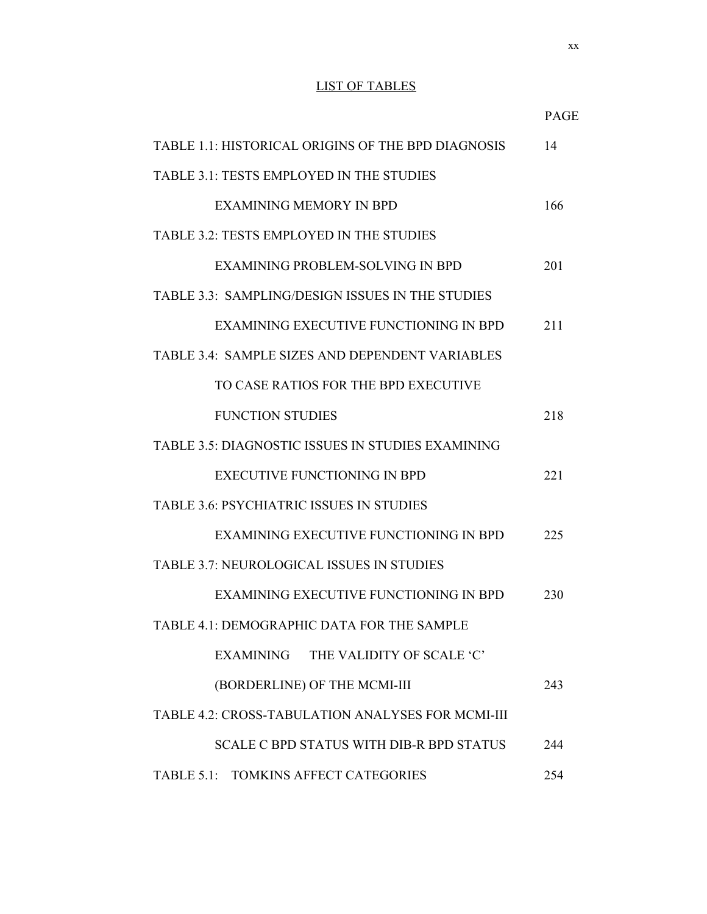# LIST OF TABLES

| | PAGE |
|---|---|
| TABLE 1.1: HISTORICAL ORIGINS OF THE BPD DIAGNOSIS | 14 |
| TABLE 3.1: TESTS EMPLOYED IN THE STUDIES EXAMINING MEMORY IN BPD | 166 |
| TABLE 3.2: TESTS EMPLOYED IN THE STUDIES EXAMINING PROBLEM-SOLVING IN BPD | 201 |
| TABLE 3.3: SAMPLING/DESIGN ISSUES IN THE STUDIES EXAMINING EXECUTIVE FUNCTIONING IN BPD | 211 |
| TABLE 3.4: SAMPLE SIZES AND DEPENDENT VARIABLES TO CASE RATIOS FOR THE BPD EXECUTIVE FUNCTION STUDIES | 218 |
| TABLE 3.5: DIAGNOSTIC ISSUES IN STUDIES EXAMINING EXECUTIVE FUNCTIONING IN BPD | 221 |
| TABLE 3.6: PSYCHIATRIC ISSUES IN STUDIES EXAMINING EXECUTIVE FUNCTIONING IN BPD | 225 |
| TABLE 3.7: NEUROLOGICAL ISSUES IN STUDIES EXAMINING EXECUTIVE FUNCTIONING IN BPD | 230 |
| TABLE 4.1: DEMOGRAPHIC DATA FOR THE SAMPLE EXAMINING THE VALIDITY OF SCALE 'C' (BORDERLINE) OF THE MCMI-III | 243 |
| TABLE 4.2: CROSS-TABULATION ANALYSES FOR MCMI-III SCALE C BPD STATUS WITH DIB-R BPD STATUS | 244 |
| TABLE 5.1: TOMKINS AFFECT CATEGORIES | 254 |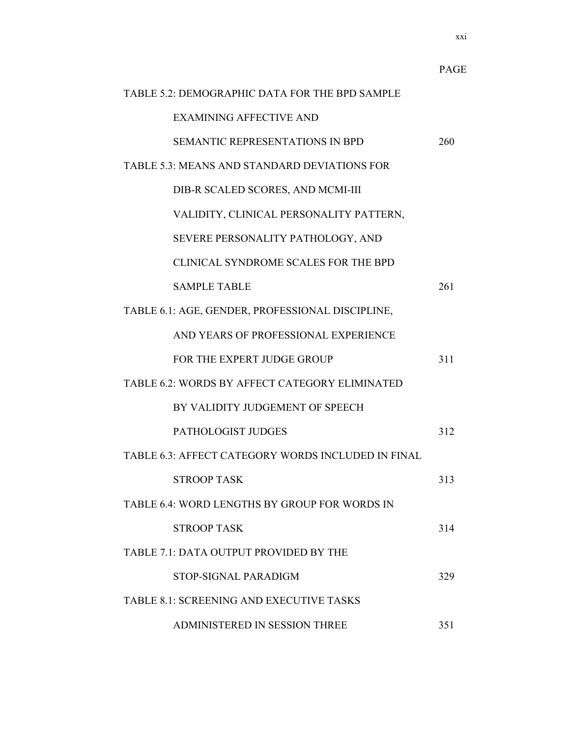PAGE

TABLE 5.2: DEMOGRAPHIC DATA FOR THE BPD SAMPLE EXAMINING AFFECTIVE AND SEMANTIC REPRESENTATIONS IN BPD 260

TABLE 5.3: MEANS AND STANDARD DEVIATIONS FOR DIB-R SCALED SCORES, AND MCMI-III VALIDITY, CLINICAL PERSONALITY PATTERN, SEVERE PERSONALITY PATHOLOGY, AND CLINICAL SYNDROME SCALES FOR THE BPD SAMPLE TABLE 261

TABLE 6.1: AGE, GENDER, PROFESSIONAL DISCIPLINE, AND YEARS OF PROFESSIONAL EXPERIENCE FOR THE EXPERT JUDGE GROUP 311

TABLE 6.2: WORDS BY AFFECT CATEGORY ELIMINATED BY VALIDITY JUDGEMENT OF SPEECH PATHOLOGIST JUDGES 312

TABLE 6.3: AFFECT CATEGORY WORDS INCLUDED IN FINAL STROOP TASK 313

TABLE 6.4: WORD LENGTHS BY GROUP FOR WORDS IN STROOP TASK 314

TABLE 7.1: DATA OUTPUT PROVIDED BY THE STOP-SIGNAL PARADIGM 329

TABLE 8.1: SCREENING AND EXECUTIVE TASKS ADMINISTERED IN SESSION THREE 351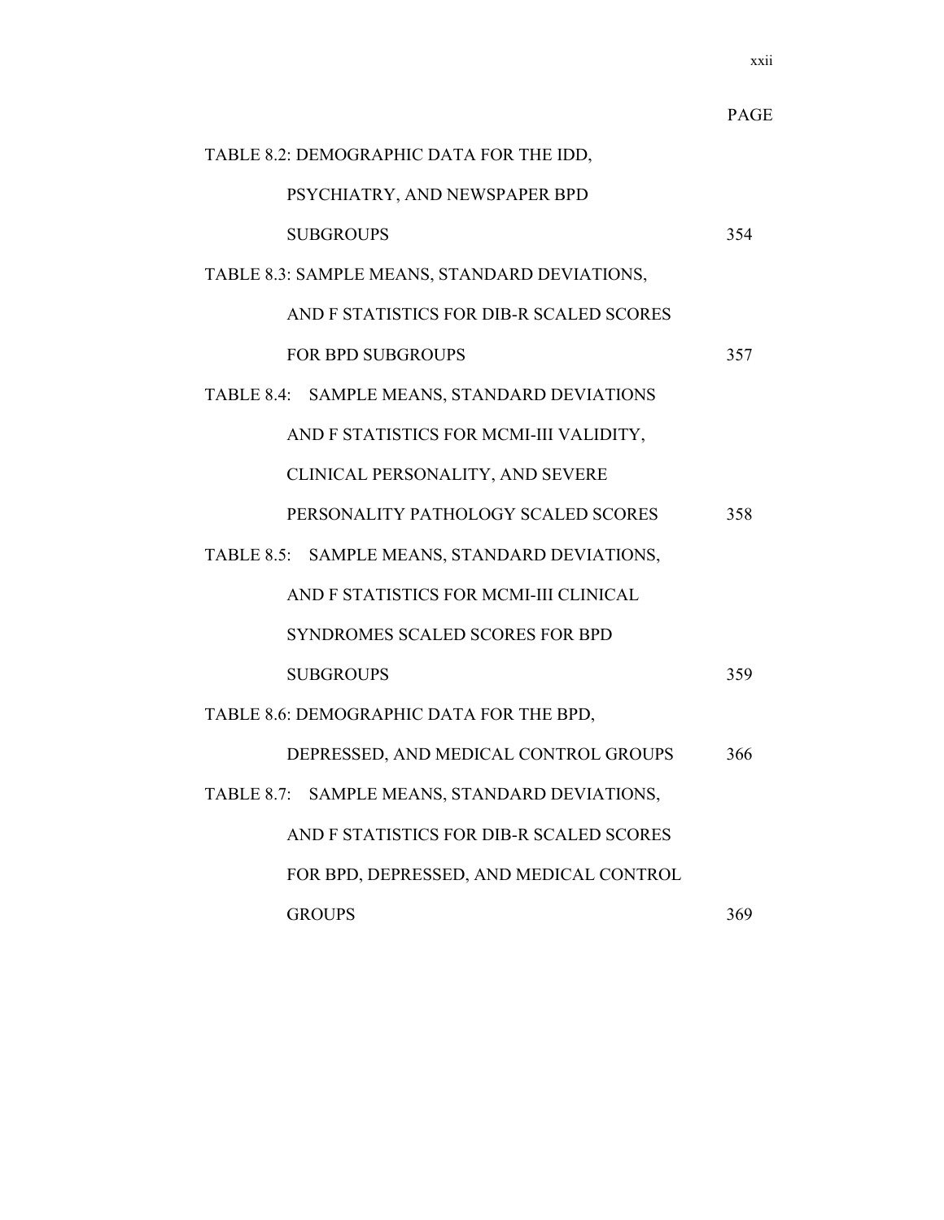PAGE

TABLE 8.2: DEMOGRAPHIC DATA FOR THE IDD, PSYCHIATRY, AND NEWSPAPER BPD SUBGROUPS 354

TABLE 8.3: SAMPLE MEANS, STANDARD DEVIATIONS, AND F STATISTICS FOR DIB-R SCALED SCORES FOR BPD SUBGROUPS 357

TABLE 8.4: SAMPLE MEANS, STANDARD DEVIATIONS AND F STATISTICS FOR MCMI-III VALIDITY, CLINICAL PERSONALITY, AND SEVERE PERSONALITY PATHOLOGY SCALED SCORES 358

TABLE 8.5: SAMPLE MEANS, STANDARD DEVIATIONS, AND F STATISTICS FOR MCMI-III CLINICAL SYNDROMES SCALED SCORES FOR BPD SUBGROUPS 359

TABLE 8.6: DEMOGRAPHIC DATA FOR THE BPD, DEPRESSED, AND MEDICAL CONTROL GROUPS 366

TABLE 8.7: SAMPLE MEANS, STANDARD DEVIATIONS, AND F STATISTICS FOR DIB-R SCALED SCORES FOR BPD, DEPRESSED, AND MEDICAL CONTROL GROUPS 369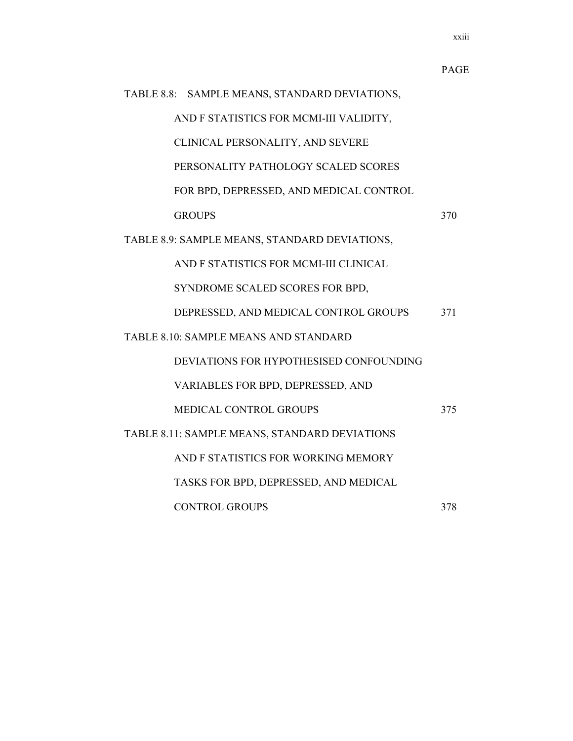PAGE

| | |
|---|---|
| TABLE 8.8: SAMPLE MEANS, STANDARD DEVIATIONS, AND F STATISTICS FOR MCMI-III VALIDITY, CLINICAL PERSONALITY, AND SEVERE PERSONALITY PATHOLOGY SCALED SCORES FOR BPD, DEPRESSED, AND MEDICAL CONTROL GROUPS | 370 |
| TABLE 8.9: SAMPLE MEANS, STANDARD DEVIATIONS, AND F STATISTICS FOR MCMI-III CLINICAL SYNDROME SCALED SCORES FOR BPD, DEPRESSED, AND MEDICAL CONTROL GROUPS | 371 |
| TABLE 8.10: SAMPLE MEANS AND STANDARD DEVIATIONS FOR HYPOTHESISED CONFOUNDING VARIABLES FOR BPD, DEPRESSED, AND MEDICAL CONTROL GROUPS | 375 |
| TABLE 8.11: SAMPLE MEANS, STANDARD DEVIATIONS AND F STATISTICS FOR WORKING MEMORY TASKS FOR BPD, DEPRESSED, AND MEDICAL CONTROL GROUPS | 378 |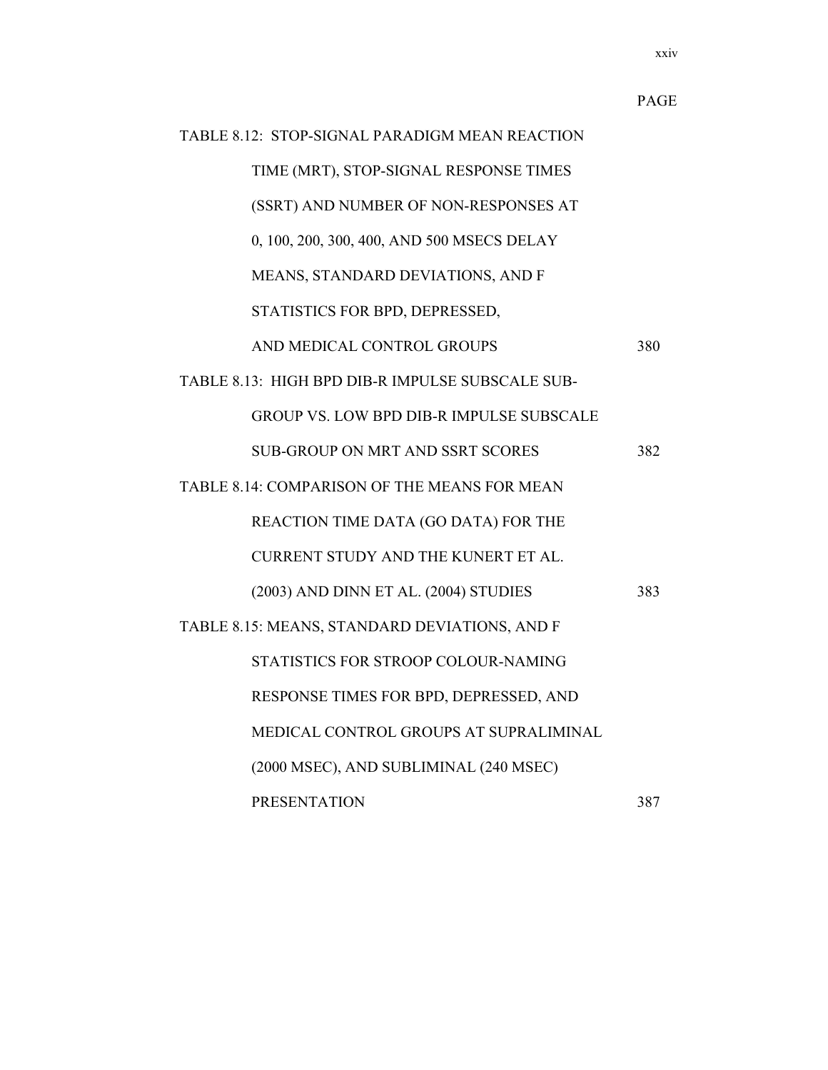PAGE

TABLE 8.12: STOP-SIGNAL PARADIGM MEAN REACTION TIME (MRT), STOP-SIGNAL RESPONSE TIMES (SSRT) AND NUMBER OF NON-RESPONSES AT 0, 100, 200, 300, 400, AND 500 MSECS DELAY MEANS, STANDARD DEVIATIONS, AND F STATISTICS FOR BPD, DEPRESSED, AND MEDICAL CONTROL GROUPS 380

TABLE 8.13: HIGH BPD DIB-R IMPULSE SUBSCALE SUB-GROUP VS. LOW BPD DIB-R IMPULSE SUBSCALE SUB-GROUP ON MRT AND SSRT SCORES 382

TABLE 8.14: COMPARISON OF THE MEANS FOR MEAN REACTION TIME DATA (GO DATA) FOR THE CURRENT STUDY AND THE KUNERT ET AL. (2003) AND DINN ET AL. (2004) STUDIES 383

TABLE 8.15: MEANS, STANDARD DEVIATIONS, AND F STATISTICS FOR STROOP COLOUR-NAMING RESPONSE TIMES FOR BPD, DEPRESSED, AND MEDICAL CONTROL GROUPS AT SUPRALIMINAL (2000 MSEC), AND SUBLIMINAL (240 MSEC) PRESENTATION 387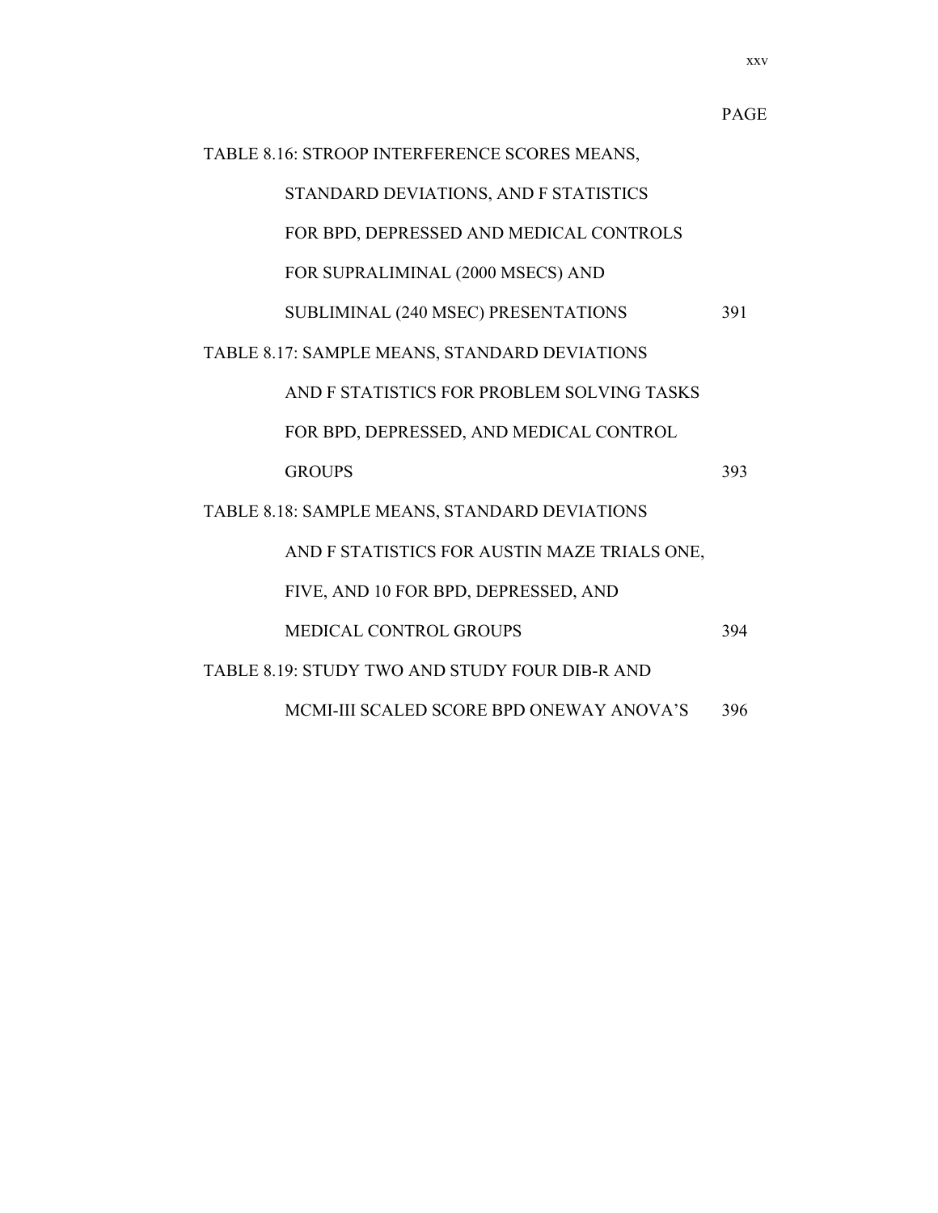PAGE

TABLE 8.16: STROOP INTERFERENCE SCORES MEANS, STANDARD DEVIATIONS, AND F STATISTICS FOR BPD, DEPRESSED AND MEDICAL CONTROLS FOR SUPRALIMINAL (2000 MSECS) AND SUBLIMINAL (240 MSEC) PRESENTATIONS 391

TABLE 8.17: SAMPLE MEANS, STANDARD DEVIATIONS AND F STATISTICS FOR PROBLEM SOLVING TASKS FOR BPD, DEPRESSED, AND MEDICAL CONTROL GROUPS 393

TABLE 8.18: SAMPLE MEANS, STANDARD DEVIATIONS AND F STATISTICS FOR AUSTIN MAZE TRIALS ONE, FIVE, AND 10 FOR BPD, DEPRESSED, AND MEDICAL CONTROL GROUPS 394

TABLE 8.19: STUDY TWO AND STUDY FOUR DIB-R AND MCMI-III SCALED SCORE BPD ONEWAY ANOVA'S 396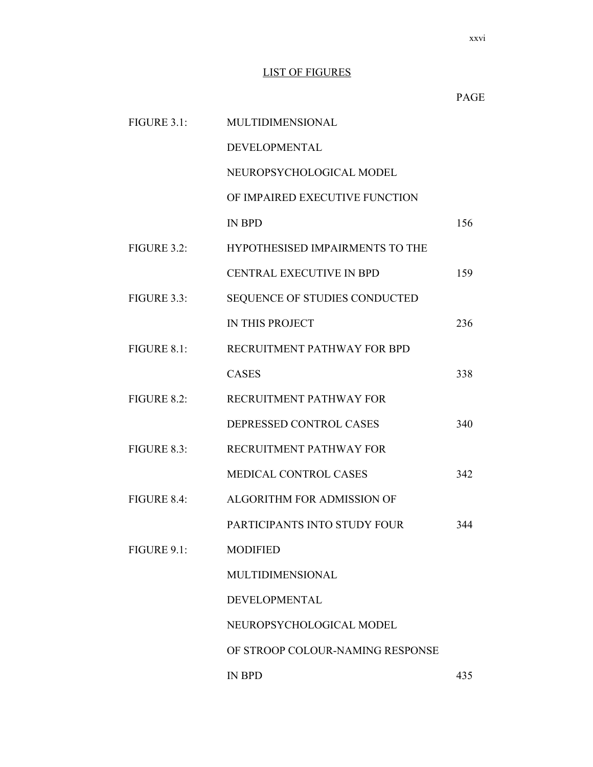# LIST OF FIGURES

| | | PAGE |
|---|---|---|
| FIGURE 3.1: | MULTIDIMENSIONAL DEVELOPMENTAL NEUROPSYCHOLOGICAL MODEL OF IMPAIRED EXECUTIVE FUNCTION IN BPD | 156 |
| FIGURE 3.2: | HYPOTHESISED IMPAIRMENTS TO THE CENTRAL EXECUTIVE IN BPD | 159 |
| FIGURE 3.3: | SEQUENCE OF STUDIES CONDUCTED IN THIS PROJECT | 236 |
| FIGURE 8.1: | RECRUITMENT PATHWAY FOR BPD CASES | 338 |
| FIGURE 8.2: | RECRUITMENT PATHWAY FOR DEPRESSED CONTROL CASES | 340 |
| FIGURE 8.3: | RECRUITMENT PATHWAY FOR MEDICAL CONTROL CASES | 342 |
| FIGURE 8.4: | ALGORITHM FOR ADMISSION OF PARTICIPANTS INTO STUDY FOUR | 344 |
| FIGURE 9.1: | MODIFIED MULTIDIMENSIONAL DEVELOPMENTAL NEUROPSYCHOLOGICAL MODEL OF STROOP COLOUR-NAMING RESPONSE IN BPD | 435 |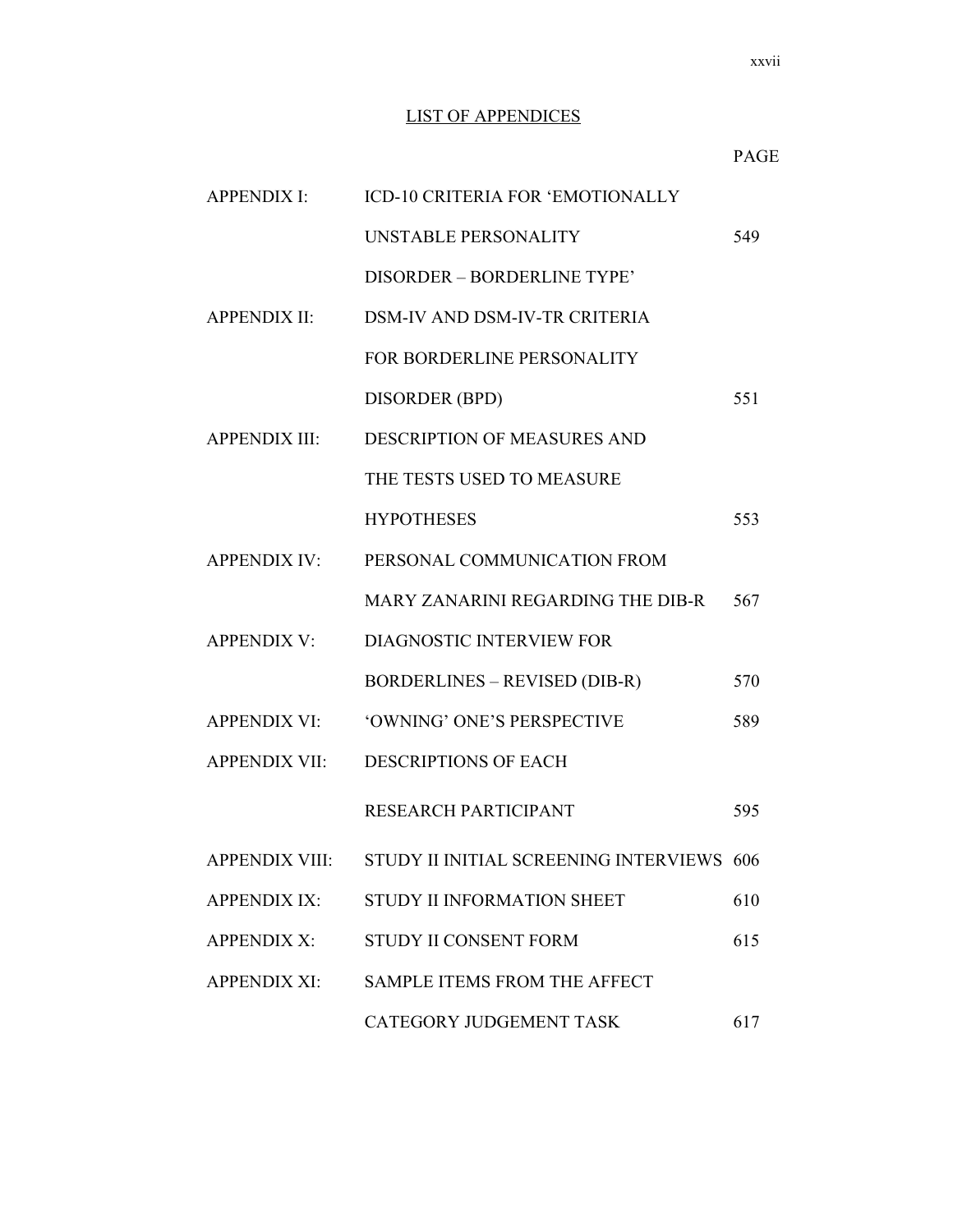# LIST OF APPENDICES

| | | PAGE |
|---|---|---|
| APPENDIX I: | ICD-10 CRITERIA FOR 'EMOTIONALLY UNSTABLE PERSONALITY DISORDER – BORDERLINE TYPE' | 549 |
| APPENDIX II: | DSM-IV AND DSM-IV-TR CRITERIA FOR BORDERLINE PERSONALITY DISORDER (BPD) | 551 |
| APPENDIX III: | DESCRIPTION OF MEASURES AND THE TESTS USED TO MEASURE HYPOTHESES | 553 |
| APPENDIX IV: | PERSONAL COMMUNICATION FROM MARY ZANARINI REGARDING THE DIB-R | 567 |
| APPENDIX V: | DIAGNOSTIC INTERVIEW FOR BORDERLINES – REVISED (DIB-R) | 570 |
| APPENDIX VI: | 'OWNING' ONE'S PERSPECTIVE | 589 |
| APPENDIX VII: | DESCRIPTIONS OF EACH RESEARCH PARTICIPANT | 595 |
| APPENDIX VIII: | STUDY II INITIAL SCREENING INTERVIEWS | 606 |
| APPENDIX IX: | STUDY II INFORMATION SHEET | 610 |
| APPENDIX X: | STUDY II CONSENT FORM | 615 |
| APPENDIX XI: | SAMPLE ITEMS FROM THE AFFECT CATEGORY JUDGEMENT TASK | 617 |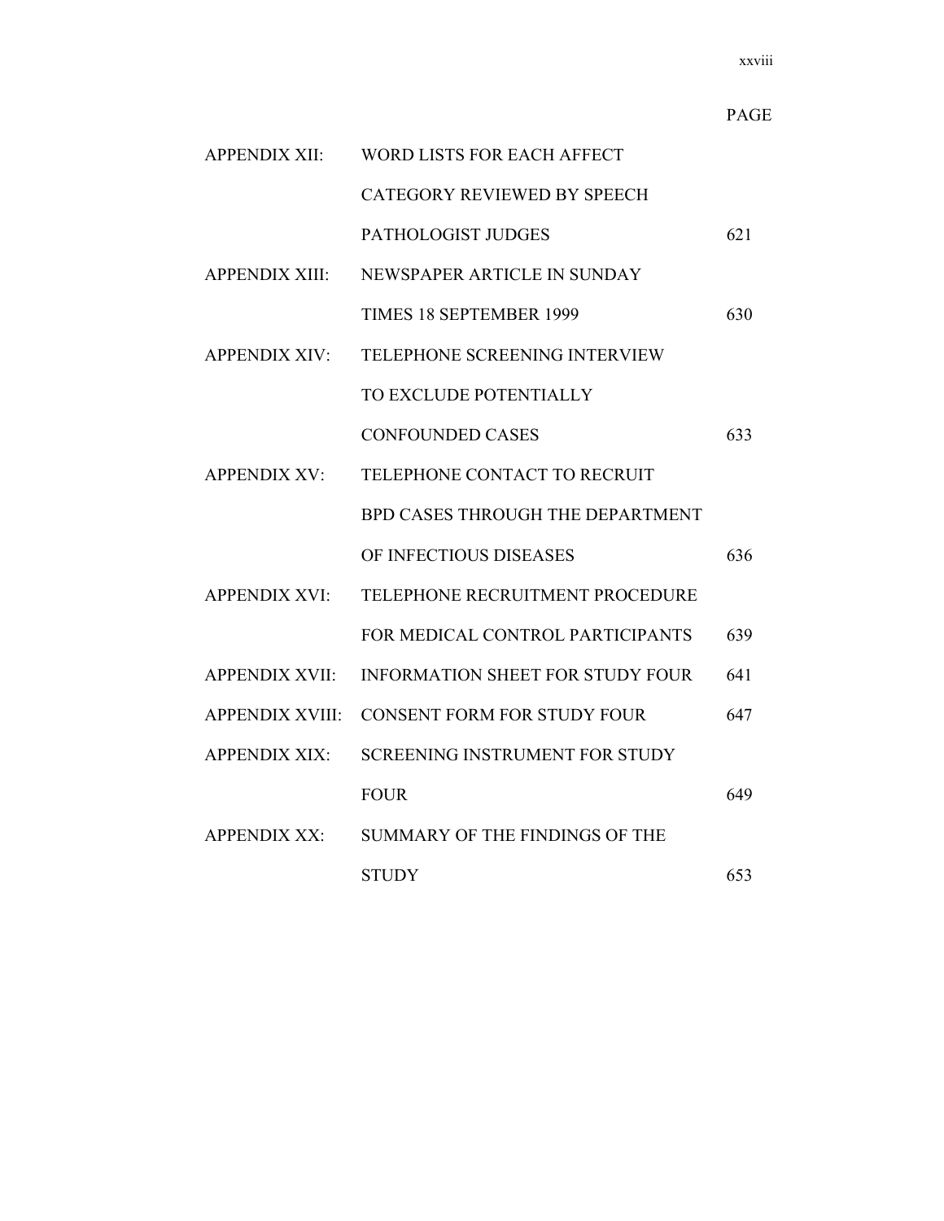| | | PAGE |
|---|---|---|
| APPENDIX XII: | WORD LISTS FOR EACH AFFECT CATEGORY REVIEWED BY SPEECH PATHOLOGIST JUDGES | 621 |
| APPENDIX XIII: | NEWSPAPER ARTICLE IN SUNDAY TIMES 18 SEPTEMBER 1999 | 630 |
| APPENDIX XIV: | TELEPHONE SCREENING INTERVIEW TO EXCLUDE POTENTIALLY CONFOUNDED CASES | 633 |
| APPENDIX XV: | TELEPHONE CONTACT TO RECRUIT BPD CASES THROUGH THE DEPARTMENT OF INFECTIOUS DISEASES | 636 |
| APPENDIX XVI: | TELEPHONE RECRUITMENT PROCEDURE FOR MEDICAL CONTROL PARTICIPANTS | 639 |
| APPENDIX XVII: | INFORMATION SHEET FOR STUDY FOUR | 641 |
| APPENDIX XVIII: | CONSENT FORM FOR STUDY FOUR | 647 |
| APPENDIX XIX: | SCREENING INSTRUMENT FOR STUDY FOUR | 649 |
| APPENDIX XX: | SUMMARY OF THE FINDINGS OF THE STUDY | 653 |